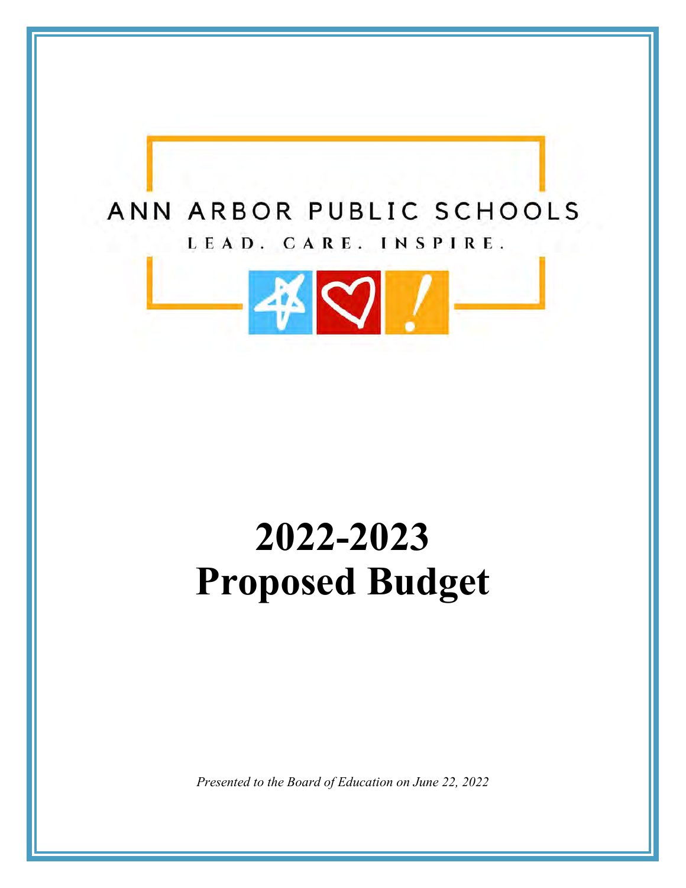ANN ARBOR PUBLIC SCHOOLS

LEAD. CARE. INSPIRE.

# 2022-2023
# Proposed Budget

*Presented to the Board of Education on June 22, 2022*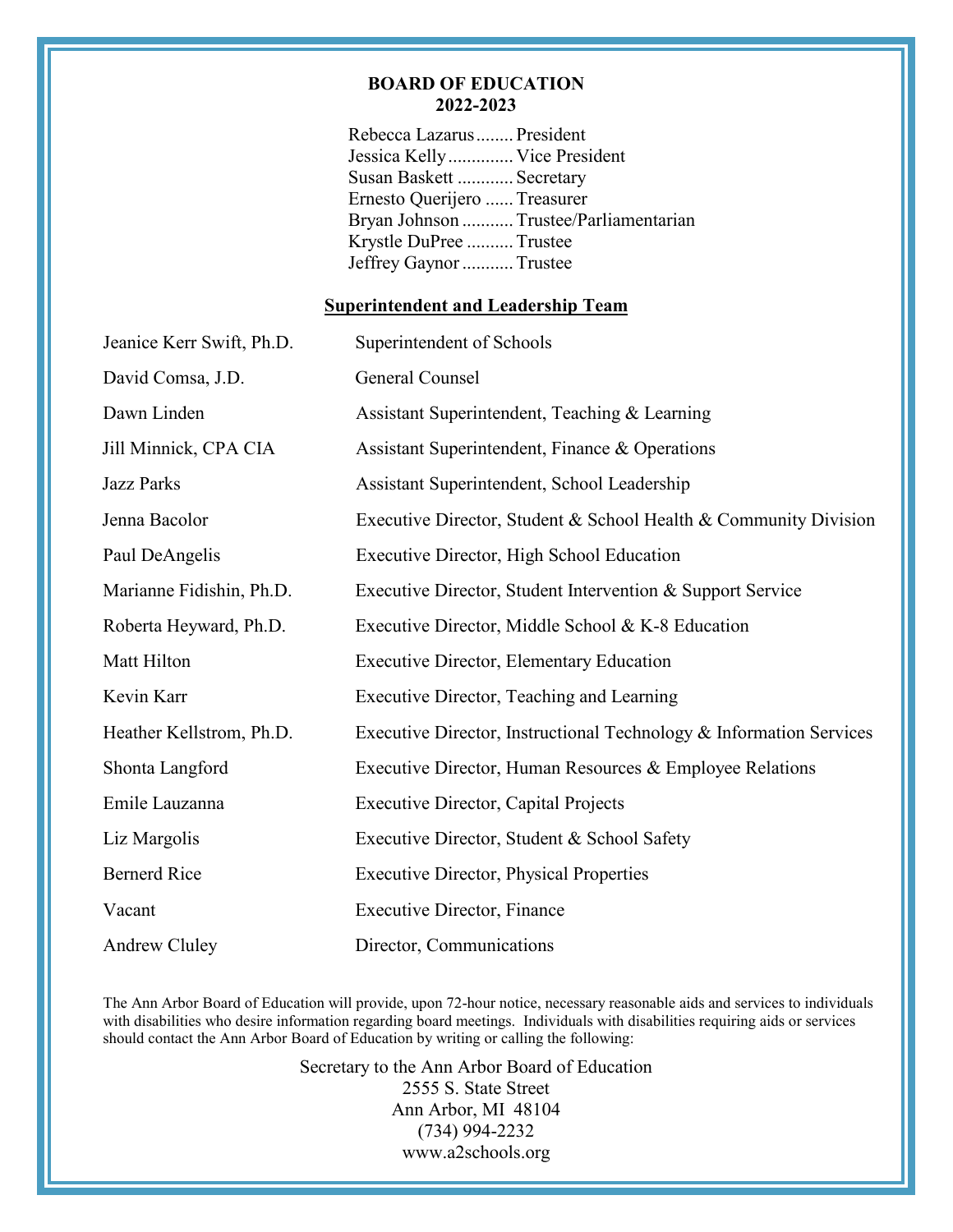**BOARD OF EDUCATION**
**2022-2023**

Rebecca Lazarus........ President
Jessica Kelly............. Vice President
Susan Baskett ............ Secretary
Ernesto Querijero ...... Treasurer
Bryan Johnson ........... Trustee/Parliamentarian
Krystle DuPree .......... Trustee
Jeffrey Gaynor ........... Trustee

**Superintendent and Leadership Team**

| | |
|---|---|
| Jeanice Kerr Swift, Ph.D. | Superintendent of Schools |
| David Comsa, J.D. | General Counsel |
| Dawn Linden | Assistant Superintendent, Teaching & Learning |
| Jill Minnick, CPA CIA | Assistant Superintendent, Finance & Operations |
| Jazz Parks | Assistant Superintendent, School Leadership |
| Jenna Bacolor | Executive Director, Student & School Health & Community Division |
| Paul DeAngelis | Executive Director, High School Education |
| Marianne Fidishin, Ph.D. | Executive Director, Student Intervention & Support Service |
| Roberta Heyward, Ph.D. | Executive Director, Middle School & K-8 Education |
| Matt Hilton | Executive Director, Elementary Education |
| Kevin Karr | Executive Director, Teaching and Learning |
| Heather Kellstrom, Ph.D. | Executive Director, Instructional Technology & Information Services |
| Shonta Langford | Executive Director, Human Resources & Employee Relations |
| Emile Lauzanna | Executive Director, Capital Projects |
| Liz Margolis | Executive Director, Student & School Safety |
| Bernerd Rice | Executive Director, Physical Properties |
| Vacant | Executive Director, Finance |
| Andrew Cluley | Director, Communications |

The Ann Arbor Board of Education will provide, upon 72-hour notice, necessary reasonable aids and services to individuals with disabilities who desire information regarding board meetings. Individuals with disabilities requiring aids or services should contact the Ann Arbor Board of Education by writing or calling the following:

Secretary to the Ann Arbor Board of Education
2555 S. State Street
Ann Arbor, MI 48104
(734) 994-2232
www.a2schools.org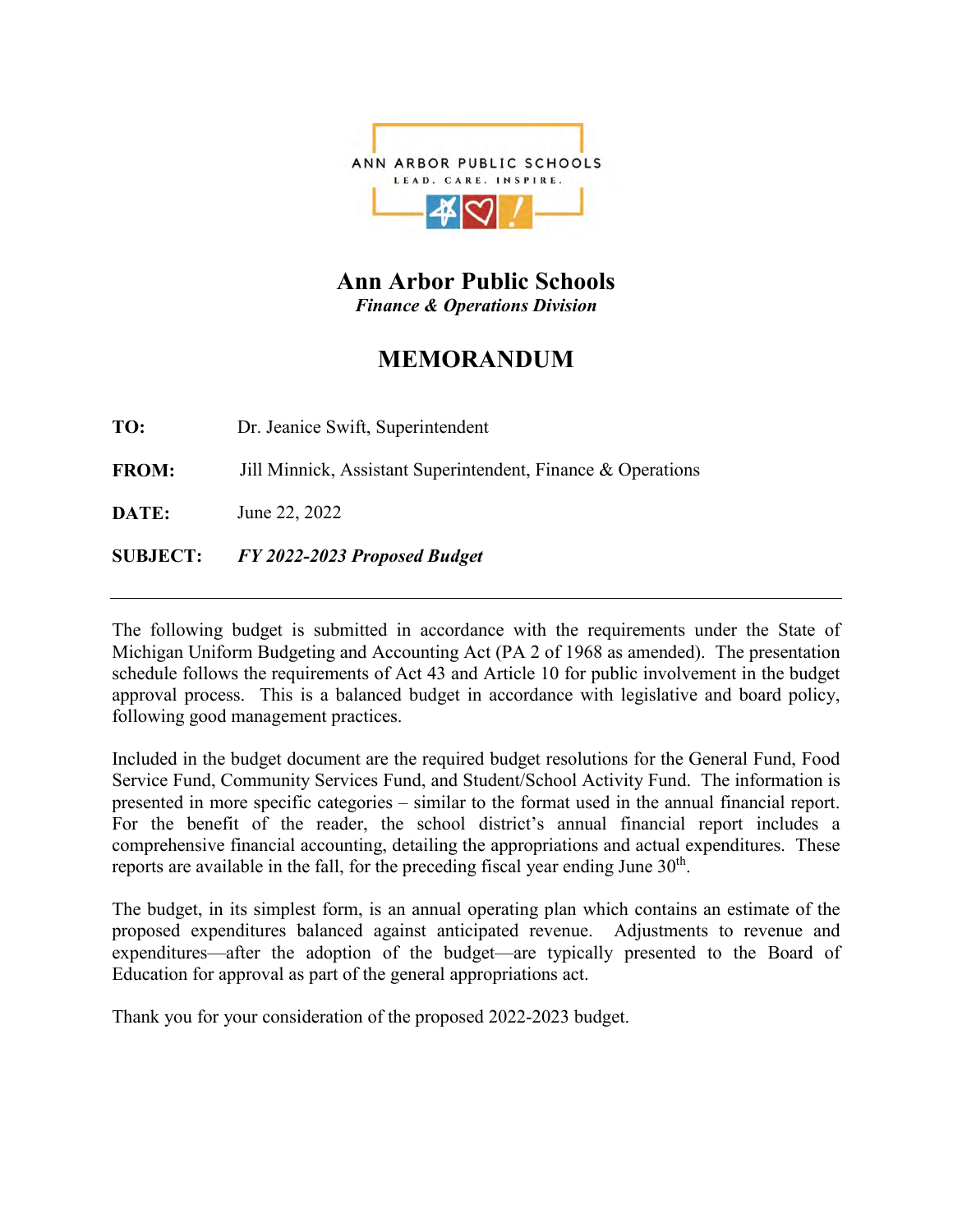ANN ARBOR PUBLIC SCHOOLS
LEAD. CARE. INSPIRE.

# Ann Arbor Public Schools

***Finance & Operations Division***

## MEMORANDUM

**TO:** Dr. Jeanice Swift, Superintendent

**FROM:** Jill Minnick, Assistant Superintendent, Finance & Operations

**DATE:** June 22, 2022

**SUBJECT:** ***FY 2022-2023 Proposed Budget***

---

The following budget is submitted in accordance with the requirements under the State of Michigan Uniform Budgeting and Accounting Act (PA 2 of 1968 as amended). The presentation schedule follows the requirements of Act 43 and Article 10 for public involvement in the budget approval process. This is a balanced budget in accordance with legislative and board policy, following good management practices.

Included in the budget document are the required budget resolutions for the General Fund, Food Service Fund, Community Services Fund, and Student/School Activity Fund. The information is presented in more specific categories – similar to the format used in the annual financial report. For the benefit of the reader, the school district's annual financial report includes a comprehensive financial accounting, detailing the appropriations and actual expenditures. These reports are available in the fall, for the preceding fiscal year ending June 30th.

The budget, in its simplest form, is an annual operating plan which contains an estimate of the proposed expenditures balanced against anticipated revenue. Adjustments to revenue and expenditures—after the adoption of the budget—are typically presented to the Board of Education for approval as part of the general appropriations act.

Thank you for your consideration of the proposed 2022-2023 budget.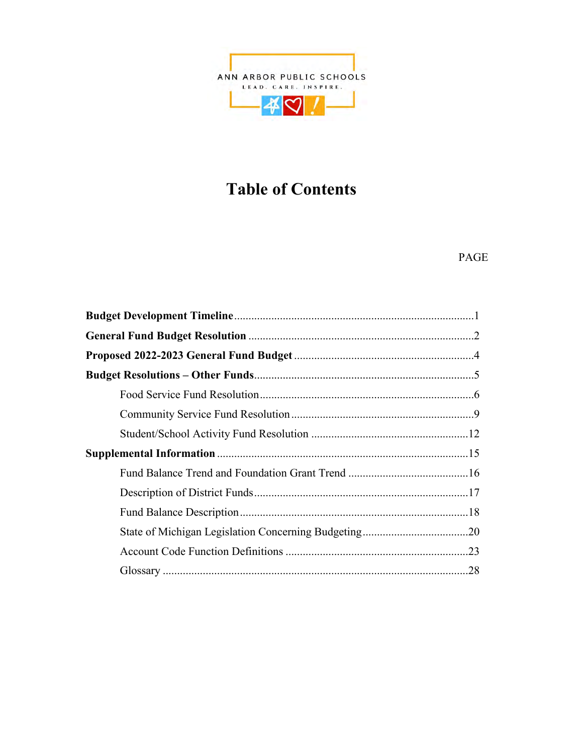ANN ARBOR PUBLIC SCHOOLS

LEAD. CARE. INSPIRE.

# Table of Contents

| | PAGE |
|---|---|
| **Budget Development Timeline** | 1 |
| **General Fund Budget Resolution** | 2 |
| **Proposed 2022-2023 General Fund Budget** | 4 |
| **Budget Resolutions – Other Funds** | 5 |
| Food Service Fund Resolution | 6 |
| Community Service Fund Resolution | 9 |
| Student/School Activity Fund Resolution | 12 |
| **Supplemental Information** | 15 |
| Fund Balance Trend and Foundation Grant Trend | 16 |
| Description of District Funds | 17 |
| Fund Balance Description | 18 |
| State of Michigan Legislation Concerning Budgeting | 20 |
| Account Code Function Definitions | 23 |
| Glossary | 28 |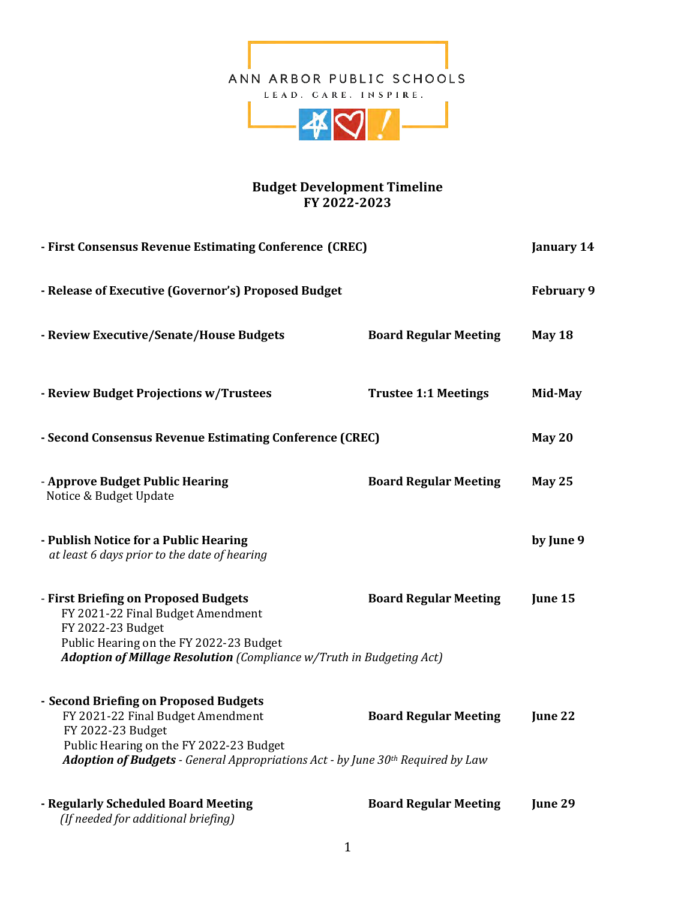ANN ARBOR PUBLIC SCHOOLS

LEAD. CARE. INSPIRE.

# Budget Development Timeline
## FY 2022-2023

| Activity | Meeting | Date |
|---|---|---|
| **- First Consensus Revenue Estimating Conference (CREC)** | | **January 14** |
| **- Release of Executive (Governor's) Proposed Budget** | | **February 9** |
| **- Review Executive/Senate/House Budgets** | **Board Regular Meeting** | **May 18** |
| **- Review Budget Projections w/Trustees** | **Trustee 1:1 Meetings** | **Mid-May** |
| **- Second Consensus Revenue Estimating Conference (CREC)** | | **May 20** |
| **- Approve Budget Public Hearing** Notice & Budget Update | **Board Regular Meeting** | **May 25** |
| **- Publish Notice for a Public Hearing** *at least 6 days prior to the date of hearing* | | **by June 9** |
| **- First Briefing on Proposed Budgets** FY 2021-22 Final Budget Amendment; FY 2022-23 Budget; Public Hearing on the FY 2022-23 Budget; ***Adoption of Millage Resolution*** *(Compliance w/Truth in Budgeting Act)* | **Board Regular Meeting** | **June 15** |
| **- Second Briefing on Proposed Budgets** FY 2021-22 Final Budget Amendment; FY 2022-23 Budget; Public Hearing on the FY 2022-23 Budget; ***Adoption of Budgets*** *- General Appropriations Act - by June 30th Required by Law* | **Board Regular Meeting** | **June 22** |
| **- Regularly Scheduled Board Meeting** *(If needed for additional briefing)* | **Board Regular Meeting** | **June 29** |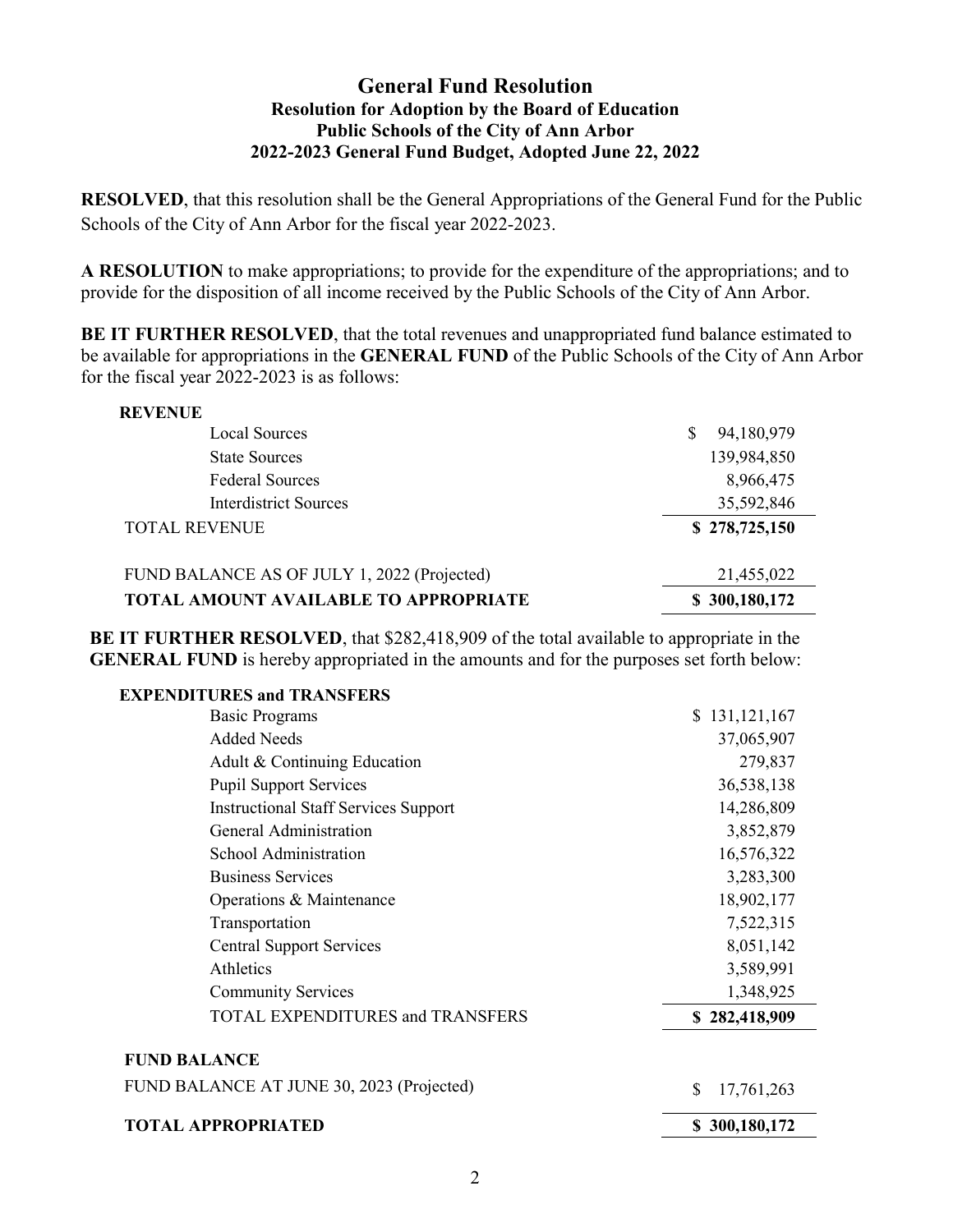# General Fund Resolution

### Resolution for Adoption by the Board of Education
### Public Schools of the City of Ann Arbor
### 2022-2023 General Fund Budget, Adopted June 22, 2022

**RESOLVED**, that this resolution shall be the General Appropriations of the General Fund for the Public Schools of the City of Ann Arbor for the fiscal year 2022-2023.

**A RESOLUTION** to make appropriations; to provide for the expenditure of the appropriations; and to provide for the disposition of all income received by the Public Schools of the City of Ann Arbor.

**BE IT FURTHER RESOLVED**, that the total revenues and unappropriated fund balance estimated to be available for appropriations in the **GENERAL FUND** of the Public Schools of the City of Ann Arbor for the fiscal year 2022-2023 is as follows:

| **REVENUE** | |
|---|---|
| Local Sources | $ 94,180,979 |
| State Sources | 139,984,850 |
| Federal Sources | 8,966,475 |
| Interdistrict Sources | 35,592,846 |
| TOTAL REVENUE | **$ 278,725,150** |
| FUND BALANCE AS OF JULY 1, 2022 (Projected) | 21,455,022 |
| **TOTAL AMOUNT AVAILABLE TO APPROPRIATE** | **$ 300,180,172** |

**BE IT FURTHER RESOLVED**, that $282,418,909 of the total available to appropriate in the **GENERAL FUND** is hereby appropriated in the amounts and for the purposes set forth below:

| **EXPENDITURES and TRANSFERS** | |
|---|---|
| Basic Programs | $ 131,121,167 |
| Added Needs | 37,065,907 |
| Adult & Continuing Education | 279,837 |
| Pupil Support Services | 36,538,138 |
| Instructional Staff Services Support | 14,286,809 |
| General Administration | 3,852,879 |
| School Administration | 16,576,322 |
| Business Services | 3,283,300 |
| Operations & Maintenance | 18,902,177 |
| Transportation | 7,522,315 |
| Central Support Services | 8,051,142 |
| Athletics | 3,589,991 |
| Community Services | 1,348,925 |
| TOTAL EXPENDITURES and TRANSFERS | **$ 282,418,909** |
| **FUND BALANCE** | |
| FUND BALANCE AT JUNE 30, 2023 (Projected) | $ 17,761,263 |
| **TOTAL APPROPRIATED** | **$ 300,180,172** |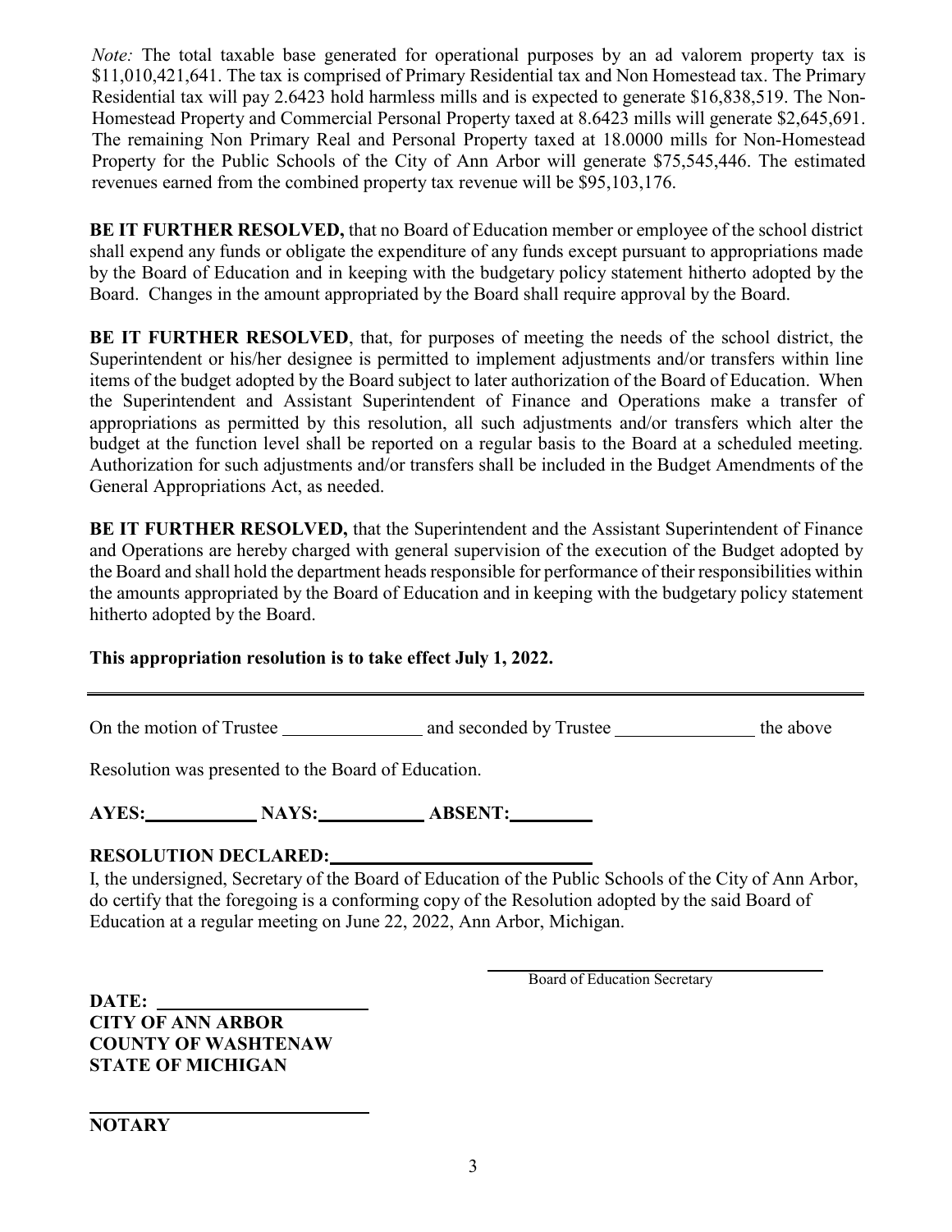*Note:* The total taxable base generated for operational purposes by an ad valorem property tax is $11,010,421,641. The tax is comprised of Primary Residential tax and Non Homestead tax. The Primary Residential tax will pay 2.6423 hold harmless mills and is expected to generate $16,838,519. The Non-Homestead Property and Commercial Personal Property taxed at 8.6423 mills will generate $2,645,691. The remaining Non Primary Real and Personal Property taxed at 18.0000 mills for Non-Homestead Property for the Public Schools of the City of Ann Arbor will generate $75,545,446. The estimated revenues earned from the combined property tax revenue will be $95,103,176.

**BE IT FURTHER RESOLVED,** that no Board of Education member or employee of the school district shall expend any funds or obligate the expenditure of any funds except pursuant to appropriations made by the Board of Education and in keeping with the budgetary policy statement hitherto adopted by the Board. Changes in the amount appropriated by the Board shall require approval by the Board.

**BE IT FURTHER RESOLVED**, that, for purposes of meeting the needs of the school district, the Superintendent or his/her designee is permitted to implement adjustments and/or transfers within line items of the budget adopted by the Board subject to later authorization of the Board of Education. When the Superintendent and Assistant Superintendent of Finance and Operations make a transfer of appropriations as permitted by this resolution, all such adjustments and/or transfers which alter the budget at the function level shall be reported on a regular basis to the Board at a scheduled meeting. Authorization for such adjustments and/or transfers shall be included in the Budget Amendments of the General Appropriations Act, as needed.

**BE IT FURTHER RESOLVED,** that the Superintendent and the Assistant Superintendent of Finance and Operations are hereby charged with general supervision of the execution of the Budget adopted by the Board and shall hold the department heads responsible for performance of their responsibilities within the amounts appropriated by the Board of Education and in keeping with the budgetary policy statement hitherto adopted by the Board.

**This appropriation resolution is to take effect July 1, 2022.**

---

On the motion of Trustee _______________ and seconded by Trustee _______________ the above

Resolution was presented to the Board of Education.

**AYES:** ____________ **NAYS:** ____________ **ABSENT:** _________

**RESOLUTION DECLARED:** ____________________________

I, the undersigned, Secretary of the Board of Education of the Public Schools of the City of Ann Arbor, do certify that the foregoing is a conforming copy of the Resolution adopted by the said Board of Education at a regular meeting on June 22, 2022, Ann Arbor, Michigan.

______________________________
Board of Education Secretary

**DATE:** ______________________
**CITY OF ANN ARBOR**
**COUNTY OF WASHTENAW**
**STATE OF MICHIGAN**

______________________________
**NOTARY**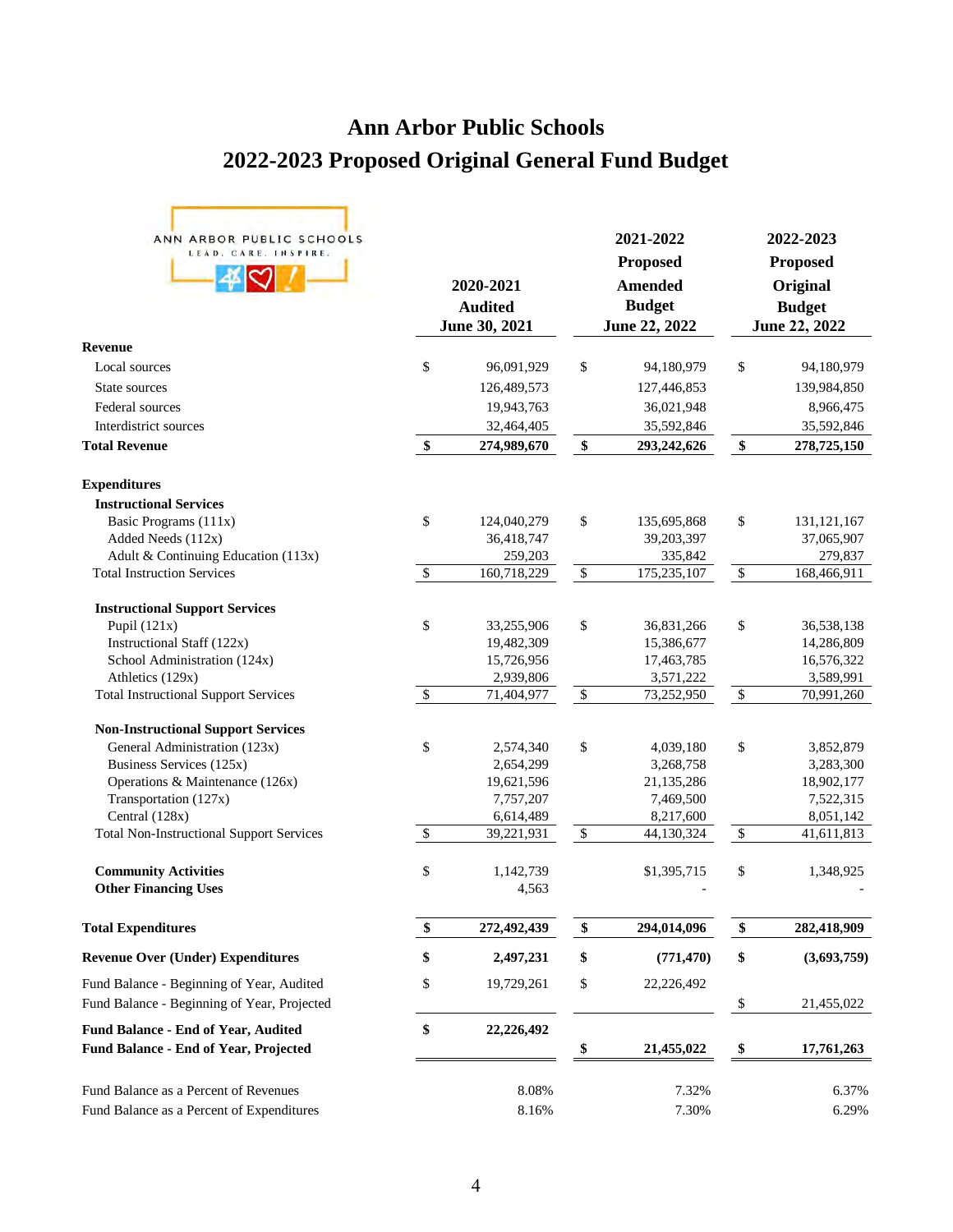# Ann Arbor Public Schools

## 2022-2023 Proposed Original General Fund Budget

ANN ARBOR PUBLIC SCHOOLS
LEAD. CARE. INSPIRE.

| | 2020-2021 Audited June 30, 2021 | 2021-2022 Proposed Amended Budget June 22, 2022 | 2022-2023 Proposed Original Budget June 22, 2022 |
|---|---|---|---|
| **Revenue** | | | |
| Local sources | $ 96,091,929 | $ 94,180,979 | $ 94,180,979 |
| State sources | 126,489,573 | 127,446,853 | 139,984,850 |
| Federal sources | 19,943,763 | 36,021,948 | 8,966,475 |
| Interdistrict sources | 32,464,405 | 35,592,846 | 35,592,846 |
| **Total Revenue** | **$ 274,989,670** | **$ 293,242,626** | **$ 278,725,150** |
| | | | |
| **Expenditures** | | | |
| **Instructional Services** | | | |
| Basic Programs (111x) | $ 124,040,279 | $ 135,695,868 | $ 131,121,167 |
| Added Needs (112x) | 36,418,747 | 39,203,397 | 37,065,907 |
| Adult & Continuing Education (113x) | 259,203 | 335,842 | 279,837 |
| Total Instruction Services | $ 160,718,229 | $ 175,235,107 | $ 168,466,911 |
| | | | |
| **Instructional Support Services** | | | |
| Pupil (121x) | $ 33,255,906 | $ 36,831,266 | $ 36,538,138 |
| Instructional Staff (122x) | 19,482,309 | 15,386,677 | 14,286,809 |
| School Administration (124x) | 15,726,956 | 17,463,785 | 16,576,322 |
| Athletics (129x) | 2,939,806 | 3,571,222 | 3,589,991 |
| Total Instructional Support Services | $ 71,404,977 | $ 73,252,950 | $ 70,991,260 |
| | | | |
| **Non-Instructional Support Services** | | | |
| General Administration (123x) | $ 2,574,340 | $ 4,039,180 | $ 3,852,879 |
| Business Services (125x) | 2,654,299 | 3,268,758 | 3,283,300 |
| Operations & Maintenance (126x) | 19,621,596 | 21,135,286 | 18,902,177 |
| Transportation (127x) | 7,757,207 | 7,469,500 | 7,522,315 |
| Central (128x) | 6,614,489 | 8,217,600 | 8,051,142 |
| Total Non-Instructional Support Services | $ 39,221,931 | $ 44,130,324 | $ 41,611,813 |
| | | | |
| **Community Activities** | $ 1,142,739 | $1,395,715 | $ 1,348,925 |
| **Other Financing Uses** | 4,563 | - | - |
| | | | |
| **Total Expenditures** | **$ 272,492,439** | **$ 294,014,096** | **$ 282,418,909** |
| | | | |
| **Revenue Over (Under) Expenditures** | **$ 2,497,231** | **$ (771,470)** | **$ (3,693,759)** |
| | | | |
| Fund Balance - Beginning of Year, Audited | $ 19,729,261 | $ 22,226,492 | |
| Fund Balance - Beginning of Year, Projected | | | $ 21,455,022 |
| | | | |
| **Fund Balance - End of Year, Audited** | **$ 22,226,492** | | |
| **Fund Balance - End of Year, Projected** | | **$ 21,455,022** | **$ 17,761,263** |
| | | | |
| Fund Balance as a Percent of Revenues | 8.08% | 7.32% | 6.37% |
| Fund Balance as a Percent of Expenditures | 8.16% | 7.30% | 6.29% |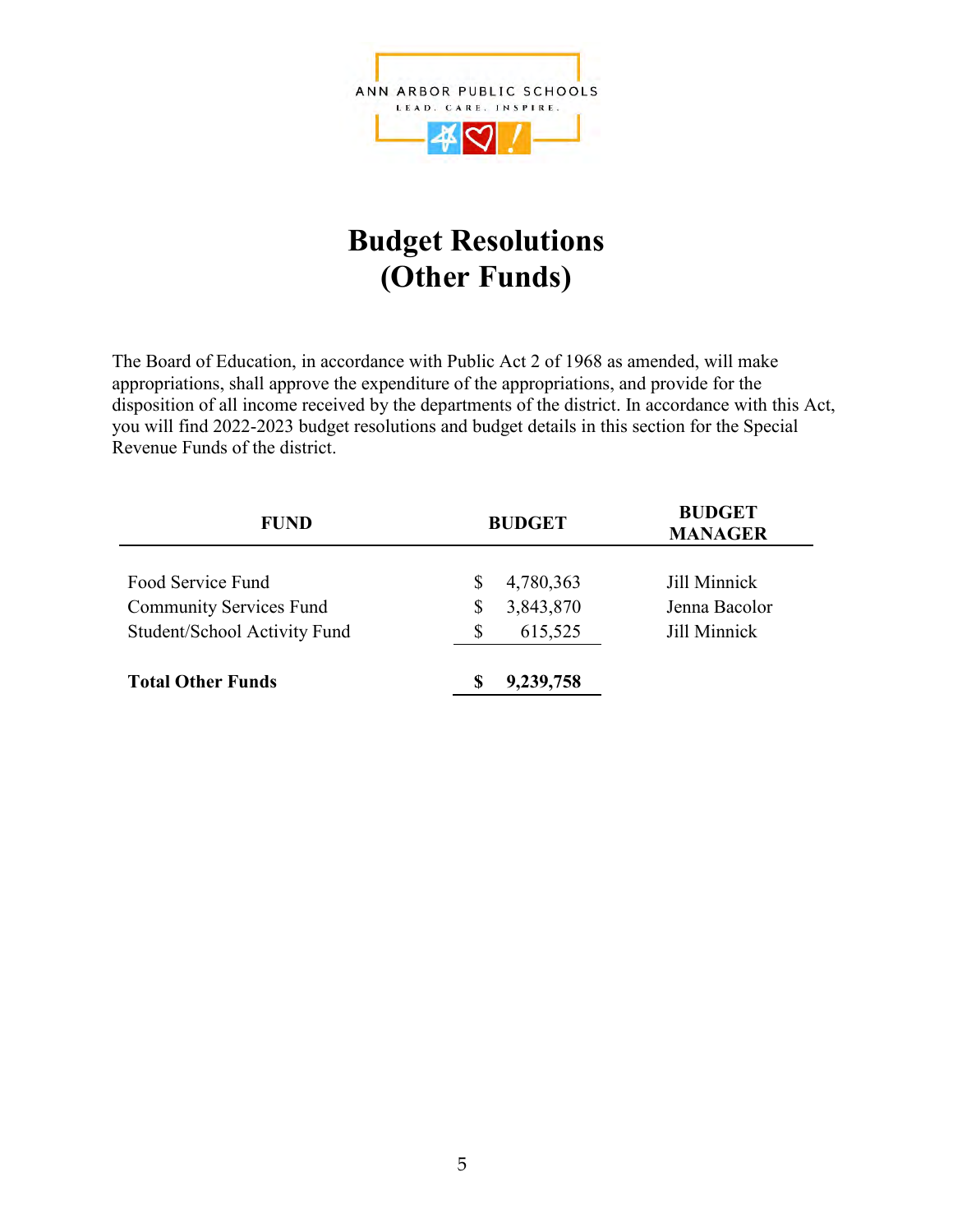ANN ARBOR PUBLIC SCHOOLS

LEAD. CARE. INSPIRE.

# Budget Resolutions (Other Funds)

The Board of Education, in accordance with Public Act 2 of 1968 as amended, will make appropriations, shall approve the expenditure of the appropriations, and provide for the disposition of all income received by the departments of the district. In accordance with this Act, you will find 2022-2023 budget resolutions and budget details in this section for the Special Revenue Funds of the district.

| FUND | BUDGET | BUDGET MANAGER |
|---|---|---|
| Food Service Fund | $ 4,780,363 | Jill Minnick |
| Community Services Fund | $ 3,843,870 | Jenna Bacolor |
| Student/School Activity Fund | $ 615,525 | Jill Minnick |
| **Total Other Funds** | **$ 9,239,758** | |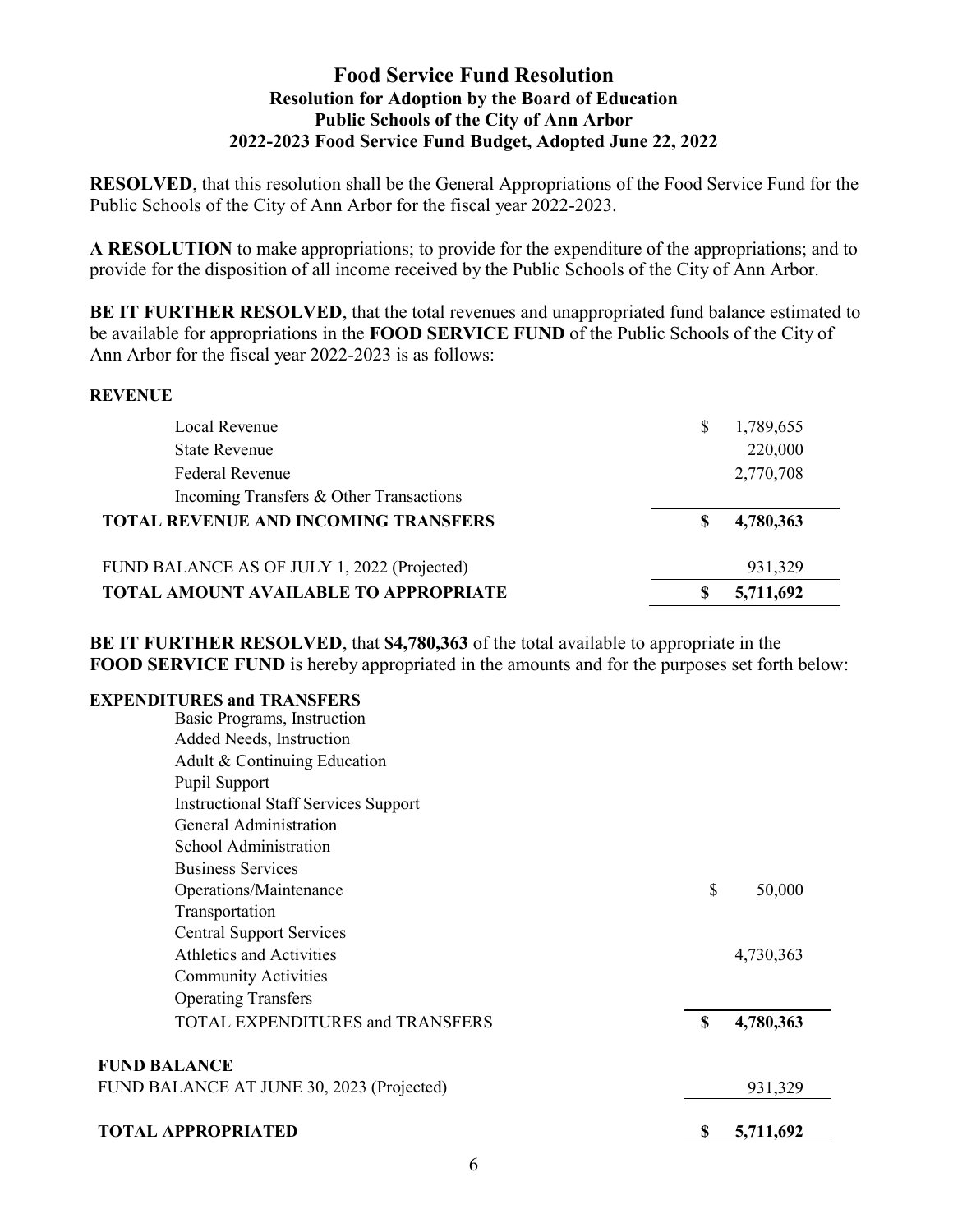# Food Service Fund Resolution

## Resolution for Adoption by the Board of Education
## Public Schools of the City of Ann Arbor
## 2022-2023 Food Service Fund Budget, Adopted June 22, 2022

**RESOLVED**, that this resolution shall be the General Appropriations of the Food Service Fund for the Public Schools of the City of Ann Arbor for the fiscal year 2022-2023.

**A RESOLUTION** to make appropriations; to provide for the expenditure of the appropriations; and to provide for the disposition of all income received by the Public Schools of the City of Ann Arbor.

**BE IT FURTHER RESOLVED**, that the total revenues and unappropriated fund balance estimated to be available for appropriations in the **FOOD SERVICE FUND** of the Public Schools of the City of Ann Arbor for the fiscal year 2022-2023 is as follows:

| **REVENUE** | |
|---|---|
| Local Revenue | $ 1,789,655 |
| State Revenue | 220,000 |
| Federal Revenue | 2,770,708 |
| Incoming Transfers & Other Transactions | |
| **TOTAL REVENUE AND INCOMING TRANSFERS** | **$ 4,780,363** |
| FUND BALANCE AS OF JULY 1, 2022 (Projected) | 931,329 |
| **TOTAL AMOUNT AVAILABLE TO APPROPRIATE** | **$ 5,711,692** |

**BE IT FURTHER RESOLVED**, that **$4,780,363** of the total available to appropriate in the **FOOD SERVICE FUND** is hereby appropriated in the amounts and for the purposes set forth below:

| **EXPENDITURES and TRANSFERS** | |
|---|---|
| Basic Programs, Instruction | |
| Added Needs, Instruction | |
| Adult & Continuing Education | |
| Pupil Support | |
| Instructional Staff Services Support | |
| General Administration | |
| School Administration | |
| Business Services | |
| Operations/Maintenance | $ 50,000 |
| Transportation | |
| Central Support Services | |
| Athletics and Activities | 4,730,363 |
| Community Activities | |
| Operating Transfers | |
| TOTAL EXPENDITURES and TRANSFERS | **$ 4,780,363** |
| **FUND BALANCE** | |
| FUND BALANCE AT JUNE 30, 2023 (Projected) | 931,329 |
| **TOTAL APPROPRIATED** | **$ 5,711,692** |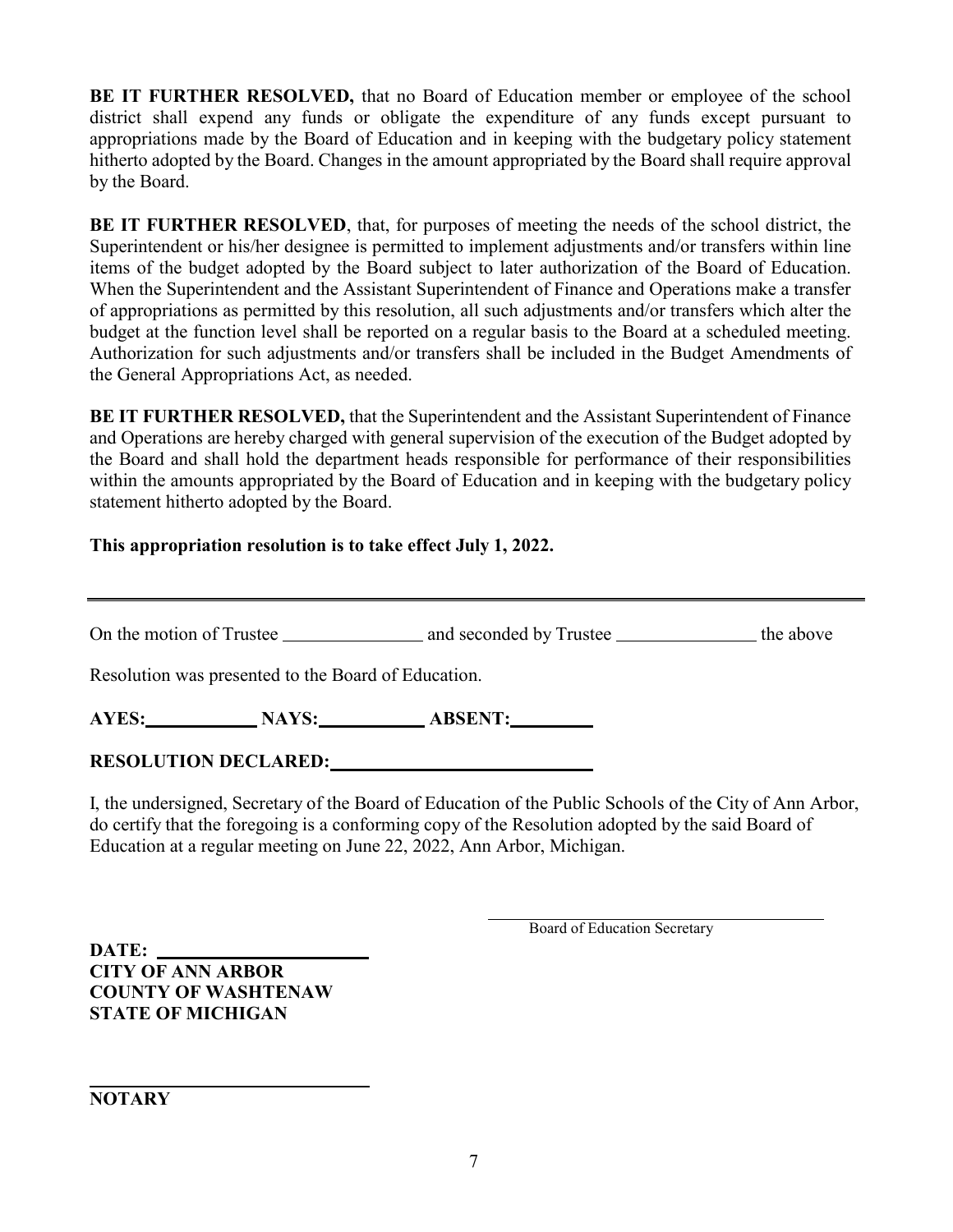**BE IT FURTHER RESOLVED,** that no Board of Education member or employee of the school district shall expend any funds or obligate the expenditure of any funds except pursuant to appropriations made by the Board of Education and in keeping with the budgetary policy statement hitherto adopted by the Board. Changes in the amount appropriated by the Board shall require approval by the Board.

**BE IT FURTHER RESOLVED**, that, for purposes of meeting the needs of the school district, the Superintendent or his/her designee is permitted to implement adjustments and/or transfers within line items of the budget adopted by the Board subject to later authorization of the Board of Education. When the Superintendent and the Assistant Superintendent of Finance and Operations make a transfer of appropriations as permitted by this resolution, all such adjustments and/or transfers which alter the budget at the function level shall be reported on a regular basis to the Board at a scheduled meeting. Authorization for such adjustments and/or transfers shall be included in the Budget Amendments of the General Appropriations Act, as needed.

**BE IT FURTHER RESOLVED,** that the Superintendent and the Assistant Superintendent of Finance and Operations are hereby charged with general supervision of the execution of the Budget adopted by the Board and shall hold the department heads responsible for performance of their responsibilities within the amounts appropriated by the Board of Education and in keeping with the budgetary policy statement hitherto adopted by the Board.

**This appropriation resolution is to take effect July 1, 2022.**

---

On the motion of Trustee _______________ and seconded by Trustee _______________ the above

Resolution was presented to the Board of Education.

**AYES:**____________ **NAYS:**___________ **ABSENT:**_________

**RESOLUTION DECLARED:**____________________________

I, the undersigned, Secretary of the Board of Education of the Public Schools of the City of Ann Arbor, do certify that the foregoing is a conforming copy of the Resolution adopted by the said Board of Education at a regular meeting on June 22, 2022, Ann Arbor, Michigan.

______________________________________
Board of Education Secretary

**DATE:** ______________________
**CITY OF ANN ARBOR**
**COUNTY OF WASHTENAW**
**STATE OF MICHIGAN**

______________________________
**NOTARY**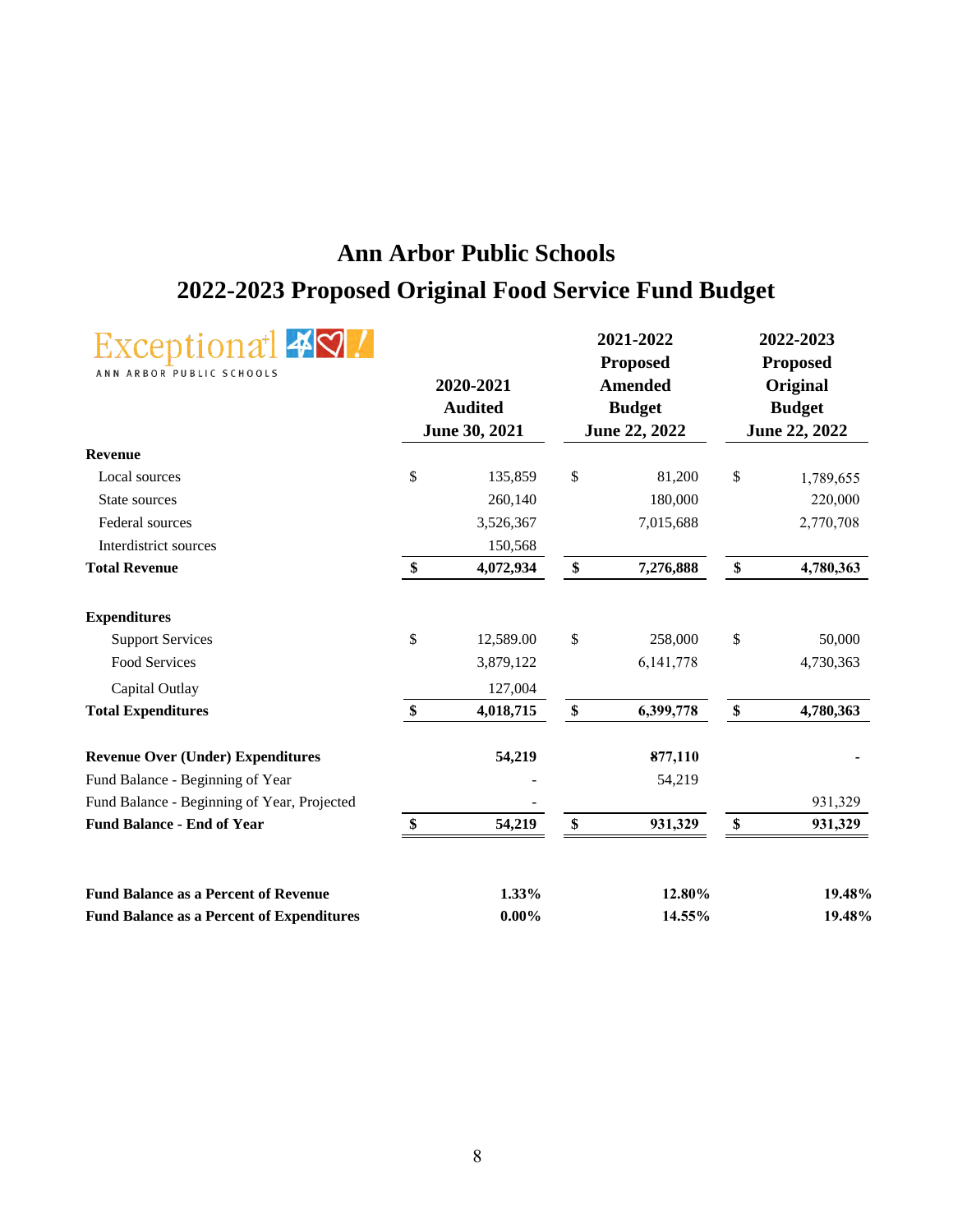# Ann Arbor Public Schools
# 2022-2023 Proposed Original Food Service Fund Budget

Exceptional
ANN ARBOR PUBLIC SCHOOLS

| | 2020-2021 Audited June 30, 2021 | 2021-2022 Proposed Amended Budget June 22, 2022 | 2022-2023 Proposed Original Budget June 22, 2022 |
|---|---|---|---|
| **Revenue** | | | |
| Local sources | $ 135,859 | $ 81,200 | $ 1,789,655 |
| State sources | 260,140 | 180,000 | 220,000 |
| Federal sources | 3,526,367 | 7,015,688 | 2,770,708 |
| Interdistrict sources | 150,568 | | |
| **Total Revenue** | **$ 4,072,934** | **$ 7,276,888** | **$ 4,780,363** |
| | | | |
| **Expenditures** | | | |
| Support Services | $ 12,589.00 | $ 258,000 | $ 50,000 |
| Food Services | 3,879,122 | 6,141,778 | 4,730,363 |
| Capital Outlay | 127,004 | | |
| **Total Expenditures** | **$ 4,018,715** | **$ 6,399,778** | **$ 4,780,363** |
| | | | |
| **Revenue Over (Under) Expenditures** | **54,219** | **877,110** | **-** |
| Fund Balance - Beginning of Year | - | 54,219 | |
| Fund Balance - Beginning of Year, Projected | - | | 931,329 |
| **Fund Balance - End of Year** | **$ 54,219** | **$ 931,329** | **$ 931,329** |
| | | | |
| **Fund Balance as a Percent of Revenue** | **1.33%** | **12.80%** | **19.48%** |
| **Fund Balance as a Percent of Expenditures** | **0.00%** | **14.55%** | **19.48%** |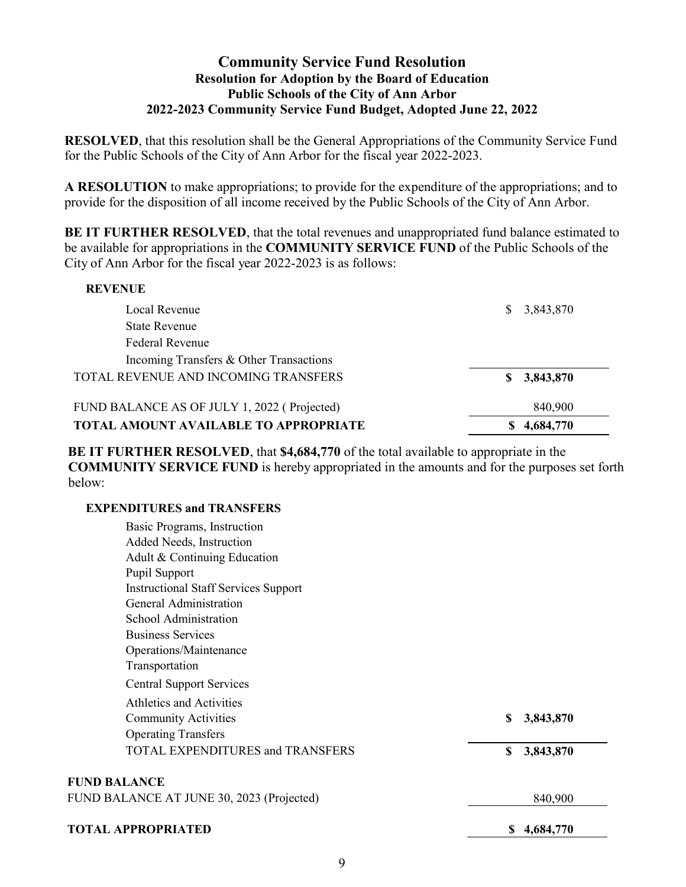# Community Service Fund Resolution

**Resolution for Adoption by the Board of Education**
**Public Schools of the City of Ann Arbor**
**2022-2023 Community Service Fund Budget, Adopted June 22, 2022**

**RESOLVED**, that this resolution shall be the General Appropriations of the Community Service Fund for the Public Schools of the City of Ann Arbor for the fiscal year 2022-2023.

**A RESOLUTION** to make appropriations; to provide for the expenditure of the appropriations; and to provide for the disposition of all income received by the Public Schools of the City of Ann Arbor.

**BE IT FURTHER RESOLVED**, that the total revenues and unappropriated fund balance estimated to be available for appropriations in the **COMMUNITY SERVICE FUND** of the Public Schools of the City of Ann Arbor for the fiscal year 2022-2023 is as follows:

| **REVENUE** | |
|---|---|
| Local Revenue | $ 3,843,870 |
| State Revenue | |
| Federal Revenue | |
| Incoming Transfers & Other Transactions | |
| TOTAL REVENUE AND INCOMING TRANSFERS | **$ 3,843,870** |
| FUND BALANCE AS OF JULY 1, 2022 ( Projected) | 840,900 |
| **TOTAL AMOUNT AVAILABLE TO APPROPRIATE** | **$ 4,684,770** |

**BE IT FURTHER RESOLVED**, that **$4,684,770** of the total available to appropriate in the **COMMUNITY SERVICE FUND** is hereby appropriated in the amounts and for the purposes set forth below:

| **EXPENDITURES and TRANSFERS** | |
|---|---|
| Basic Programs, Instruction | |
| Added Needs, Instruction | |
| Adult & Continuing Education | |
| Pupil Support | |
| Instructional Staff Services Support | |
| General Administration | |
| School Administration | |
| Business Services | |
| Operations/Maintenance | |
| Transportation | |
| Central Support Services | |
| Athletics and Activities | |
| Community Activities | **$ 3,843,870** |
| Operating Transfers | |
| TOTAL EXPENDITURES and TRANSFERS | **$ 3,843,870** |
| **FUND BALANCE** | |
| FUND BALANCE AT JUNE 30, 2023 (Projected) | 840,900 |
| **TOTAL APPROPRIATED** | **$ 4,684,770** |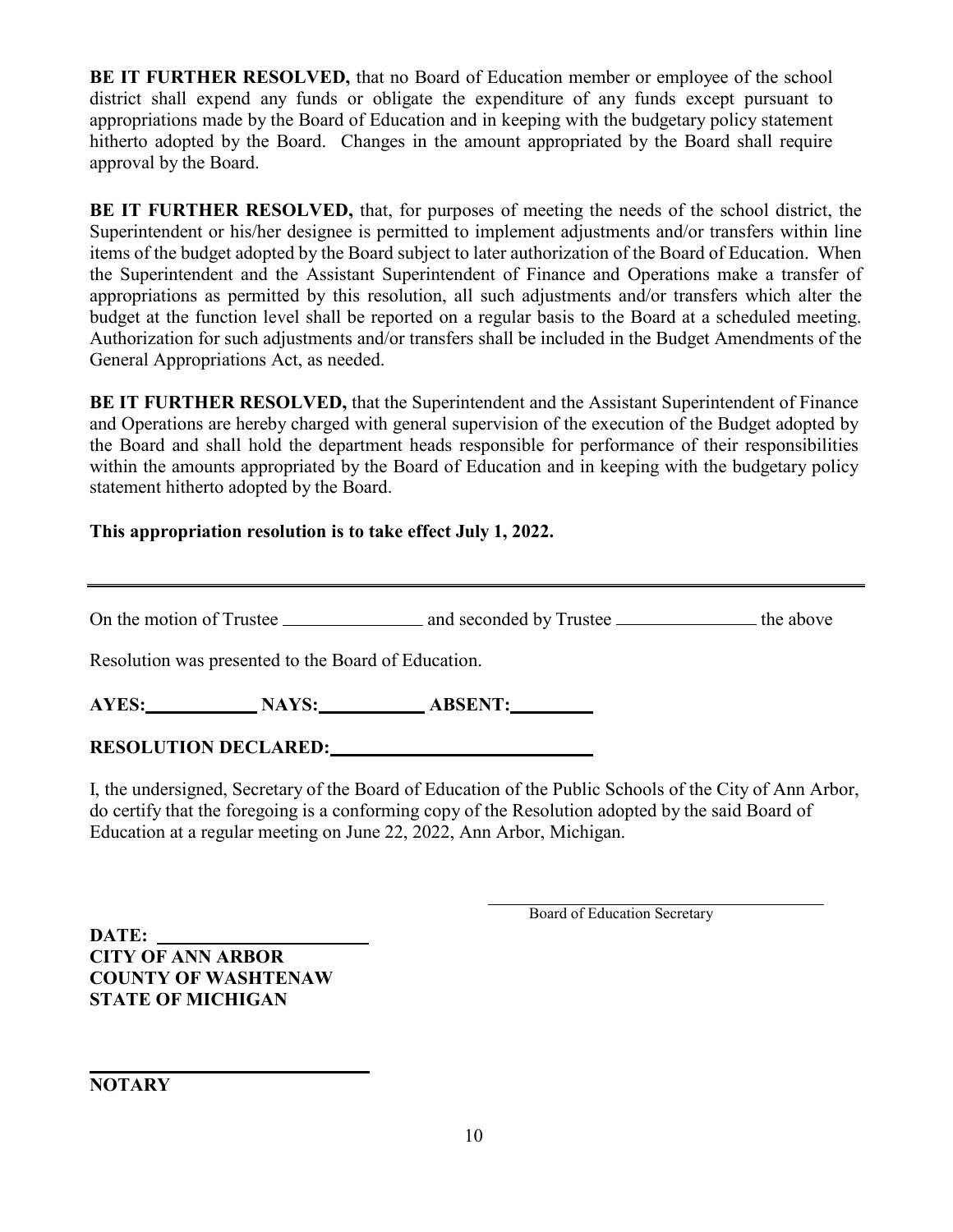**BE IT FURTHER RESOLVED,** that no Board of Education member or employee of the school district shall expend any funds or obligate the expenditure of any funds except pursuant to appropriations made by the Board of Education and in keeping with the budgetary policy statement hitherto adopted by the Board. Changes in the amount appropriated by the Board shall require approval by the Board.

**BE IT FURTHER RESOLVED,** that, for purposes of meeting the needs of the school district, the Superintendent or his/her designee is permitted to implement adjustments and/or transfers within line items of the budget adopted by the Board subject to later authorization of the Board of Education. When the Superintendent and the Assistant Superintendent of Finance and Operations make a transfer of appropriations as permitted by this resolution, all such adjustments and/or transfers which alter the budget at the function level shall be reported on a regular basis to the Board at a scheduled meeting. Authorization for such adjustments and/or transfers shall be included in the Budget Amendments of the General Appropriations Act, as needed.

**BE IT FURTHER RESOLVED,** that the Superintendent and the Assistant Superintendent of Finance and Operations are hereby charged with general supervision of the execution of the Budget adopted by the Board and shall hold the department heads responsible for performance of their responsibilities within the amounts appropriated by the Board of Education and in keeping with the budgetary policy statement hitherto adopted by the Board.

**This appropriation resolution is to take effect July 1, 2022.**

---

On the motion of Trustee ______________ and seconded by Trustee ______________ the above

Resolution was presented to the Board of Education.

**AYES:** __________ **NAYS:** __________ **ABSENT:** ________

**RESOLUTION DECLARED:** ________________________

I, the undersigned, Secretary of the Board of Education of the Public Schools of the City of Ann Arbor, do certify that the foregoing is a conforming copy of the Resolution adopted by the said Board of Education at a regular meeting on June 22, 2022, Ann Arbor, Michigan.

______________________________
Board of Education Secretary

**DATE:** ____________________
**CITY OF ANN ARBOR**
**COUNTY OF WASHTENAW**
**STATE OF MICHIGAN**

______________________________
**NOTARY**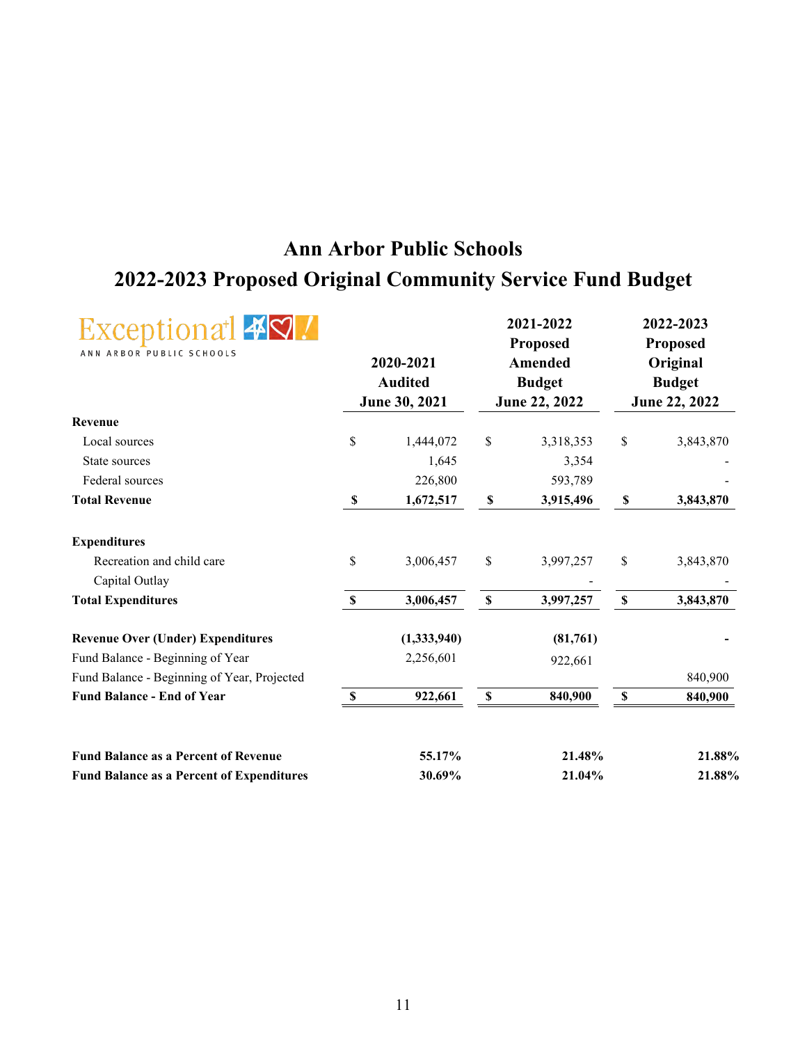# Ann Arbor Public Schools

## 2022-2023 Proposed Original Community Service Fund Budget

Exceptional ANN ARBOR PUBLIC SCHOOLS

| | 2020-2021 Audited June 30, 2021 | 2021-2022 Proposed Amended Budget June 22, 2022 | 2022-2023 Proposed Original Budget June 22, 2022 |
|---|---|---|---|
| **Revenue** | | | |
| Local sources | $ 1,444,072 | $ 3,318,353 | $ 3,843,870 |
| State sources | 1,645 | 3,354 | - |
| Federal sources | 226,800 | 593,789 | - |
| **Total Revenue** | **$ 1,672,517** | **$ 3,915,496** | **$ 3,843,870** |
| | | | |
| **Expenditures** | | | |
| Recreation and child care | $ 3,006,457 | $ 3,997,257 | $ 3,843,870 |
| Capital Outlay | | - | - |
| **Total Expenditures** | **$ 3,006,457** | **$ 3,997,257** | **$ 3,843,870** |
| | | | |
| **Revenue Over (Under) Expenditures** | **(1,333,940)** | **(81,761)** | **-** |
| Fund Balance - Beginning of Year | 2,256,601 | 922,661 | |
| Fund Balance - Beginning of Year, Projected | | | 840,900 |
| **Fund Balance - End of Year** | **$ 922,661** | **$ 840,900** | **$ 840,900** |
| | | | |
| **Fund Balance as a Percent of Revenue** | **55.17%** | **21.48%** | **21.88%** |
| **Fund Balance as a Percent of Expenditures** | **30.69%** | **21.04%** | **21.88%** |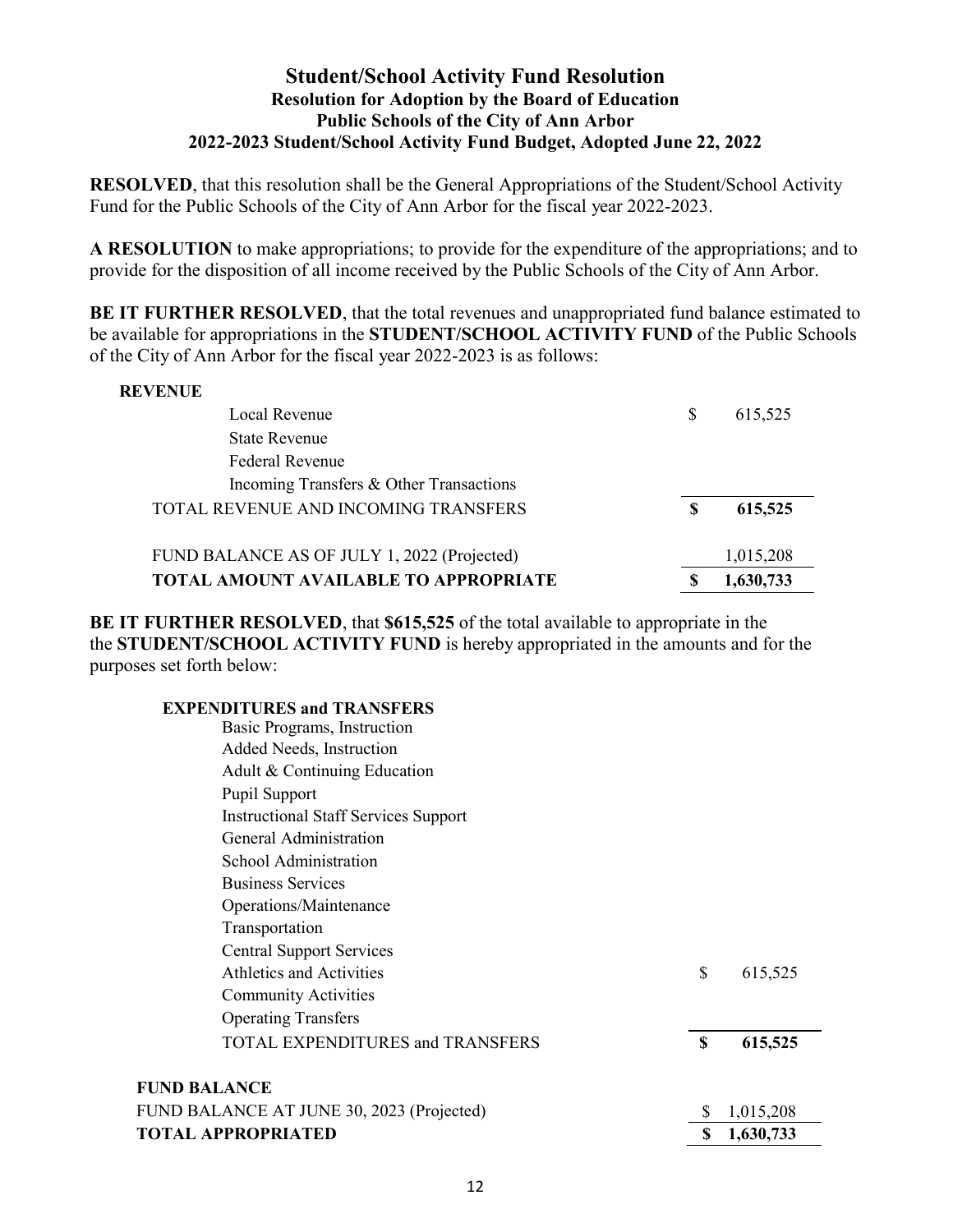# Student/School Activity Fund Resolution

## Resolution for Adoption by the Board of Education
## Public Schools of the City of Ann Arbor
## 2022-2023 Student/School Activity Fund Budget, Adopted June 22, 2022

**RESOLVED**, that this resolution shall be the General Appropriations of the Student/School Activity Fund for the Public Schools of the City of Ann Arbor for the fiscal year 2022-2023.

**A RESOLUTION** to make appropriations; to provide for the expenditure of the appropriations; and to provide for the disposition of all income received by the Public Schools of the City of Ann Arbor.

**BE IT FURTHER RESOLVED**, that the total revenues and unappropriated fund balance estimated to be available for appropriations in the **STUDENT/SCHOOL ACTIVITY FUND** of the Public Schools of the City of Ann Arbor for the fiscal year 2022-2023 is as follows:

| **REVENUE** | | |
|---|---|---|
| Local Revenue | $ | 615,525 |
| State Revenue | | |
| Federal Revenue | | |
| Incoming Transfers & Other Transactions | | |
| TOTAL REVENUE AND INCOMING TRANSFERS | **$** | **615,525** |
| FUND BALANCE AS OF JULY 1, 2022 (Projected) | | 1,015,208 |
| **TOTAL AMOUNT AVAILABLE TO APPROPRIATE** | **$** | **1,630,733** |

**BE IT FURTHER RESOLVED**, that **$615,525** of the total available to appropriate in the the **STUDENT/SCHOOL ACTIVITY FUND** is hereby appropriated in the amounts and for the purposes set forth below:

| **EXPENDITURES and TRANSFERS** | | |
|---|---|---|
| Basic Programs, Instruction | | |
| Added Needs, Instruction | | |
| Adult & Continuing Education | | |
| Pupil Support | | |
| Instructional Staff Services Support | | |
| General Administration | | |
| School Administration | | |
| Business Services | | |
| Operations/Maintenance | | |
| Transportation | | |
| Central Support Services | | |
| Athletics and Activities | $ | 615,525 |
| Community Activities | | |
| Operating Transfers | | |
| TOTAL EXPENDITURES and TRANSFERS | **$** | **615,525** |
| **FUND BALANCE** | | |
| FUND BALANCE AT JUNE 30, 2023 (Projected) | $ | 1,015,208 |
| **TOTAL APPROPRIATED** | **$** | **1,630,733** |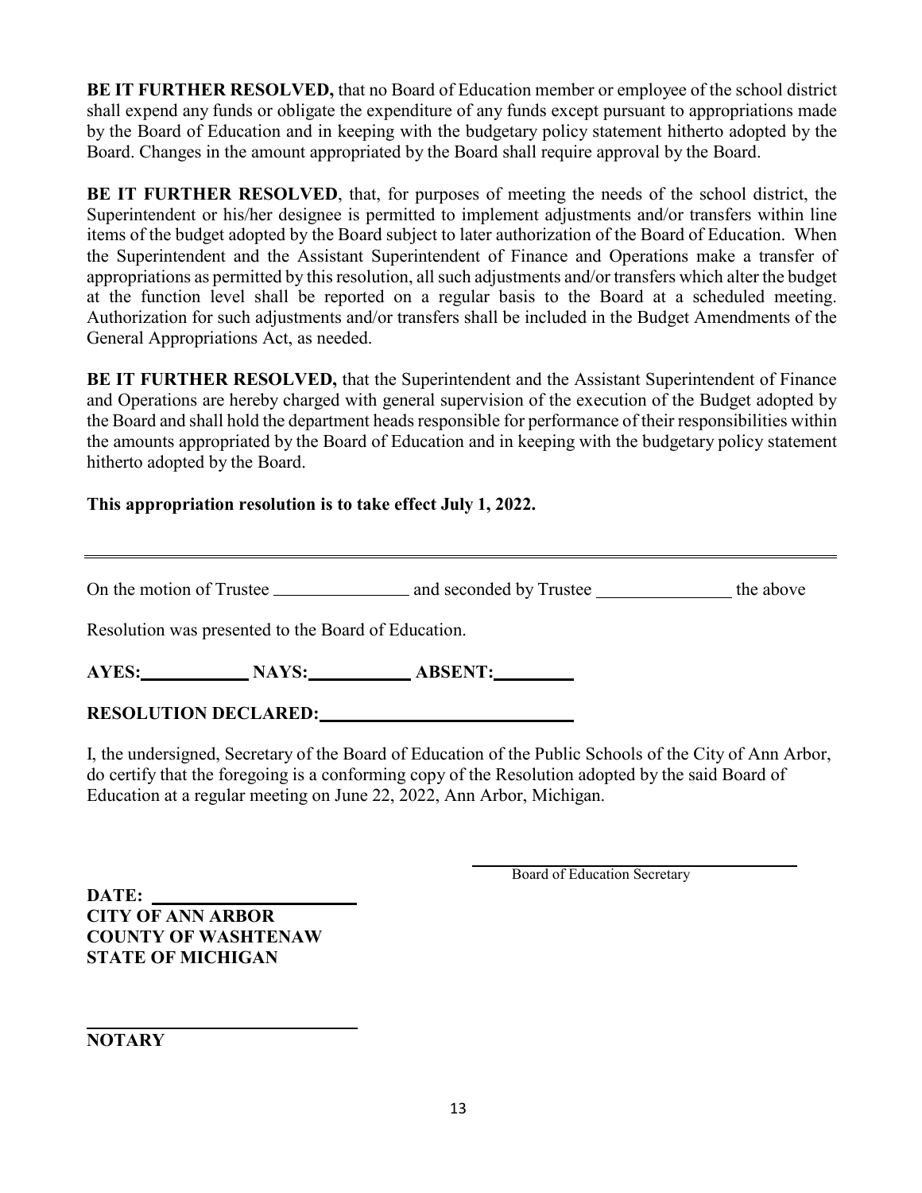**BE IT FURTHER RESOLVED,** that no Board of Education member or employee of the school district shall expend any funds or obligate the expenditure of any funds except pursuant to appropriations made by the Board of Education and in keeping with the budgetary policy statement hitherto adopted by the Board. Changes in the amount appropriated by the Board shall require approval by the Board.

**BE IT FURTHER RESOLVED**, that, for purposes of meeting the needs of the school district, the Superintendent or his/her designee is permitted to implement adjustments and/or transfers within line items of the budget adopted by the Board subject to later authorization of the Board of Education. When the Superintendent and the Assistant Superintendent of Finance and Operations make a transfer of appropriations as permitted by this resolution, all such adjustments and/or transfers which alter the budget at the function level shall be reported on a regular basis to the Board at a scheduled meeting. Authorization for such adjustments and/or transfers shall be included in the Budget Amendments of the General Appropriations Act, as needed.

**BE IT FURTHER RESOLVED,** that the Superintendent and the Assistant Superintendent of Finance and Operations are hereby charged with general supervision of the execution of the Budget adopted by the Board and shall hold the department heads responsible for performance of their responsibilities within the amounts appropriated by the Board of Education and in keeping with the budgetary policy statement hitherto adopted by the Board.

**This appropriation resolution is to take effect July 1, 2022.**

---

On the motion of Trustee ______________ and seconded by Trustee ______________ the above

Resolution was presented to the Board of Education.

**AYES:**____________ **NAYS:**___________ **ABSENT:**_________

**RESOLUTION DECLARED:**____________________________

I, the undersigned, Secretary of the Board of Education of the Public Schools of the City of Ann Arbor, do certify that the foregoing is a conforming copy of the Resolution adopted by the said Board of Education at a regular meeting on June 22, 2022, Ann Arbor, Michigan.

______________________________
Board of Education Secretary

**DATE:** ______________________
**CITY OF ANN ARBOR**
**COUNTY OF WASHTENAW**
**STATE OF MICHIGAN**

______________________________
**NOTARY**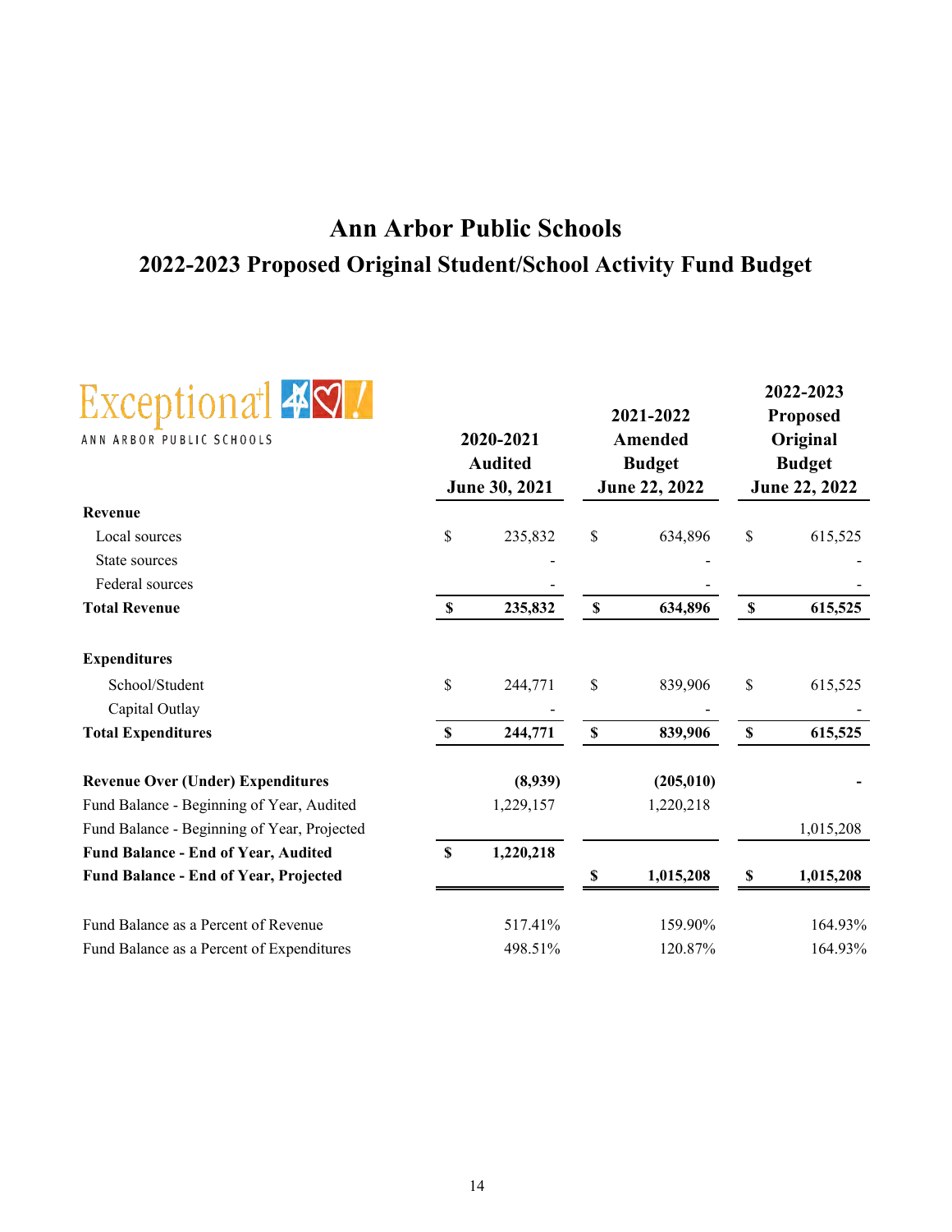# Ann Arbor Public Schools

## 2022-2023 Proposed Original Student/School Activity Fund Budget

Exceptional ANN ARBOR PUBLIC SCHOOLS

| | 2020-2021 Audited June 30, 2021 | 2021-2022 Amended Budget June 22, 2022 | 2022-2023 Proposed Original Budget June 22, 2022 |
|---|---|---|---|
| **Revenue** | | | |
| Local sources | $ 235,832 | $ 634,896 | $ 615,525 |
| State sources | - | - | - |
| Federal sources | - | - | - |
| **Total Revenue** | **$ 235,832** | **$ 634,896** | **$ 615,525** |
| | | | |
| **Expenditures** | | | |
| School/Student | $ 244,771 | $ 839,906 | $ 615,525 |
| Capital Outlay | - | - | - |
| **Total Expenditures** | **$ 244,771** | **$ 839,906** | **$ 615,525** |
| | | | |
| **Revenue Over (Under) Expenditures** | **(8,939)** | **(205,010)** | **-** |
| Fund Balance - Beginning of Year, Audited | 1,229,157 | 1,220,218 | |
| Fund Balance - Beginning of Year, Projected | | | 1,015,208 |
| **Fund Balance - End of Year, Audited** | **$ 1,220,218** | | |
| **Fund Balance - End of Year, Projected** | | **$ 1,015,208** | **$ 1,015,208** |
| | | | |
| Fund Balance as a Percent of Revenue | 517.41% | 159.90% | 164.93% |
| Fund Balance as a Percent of Expenditures | 498.51% | 120.87% | 164.93% |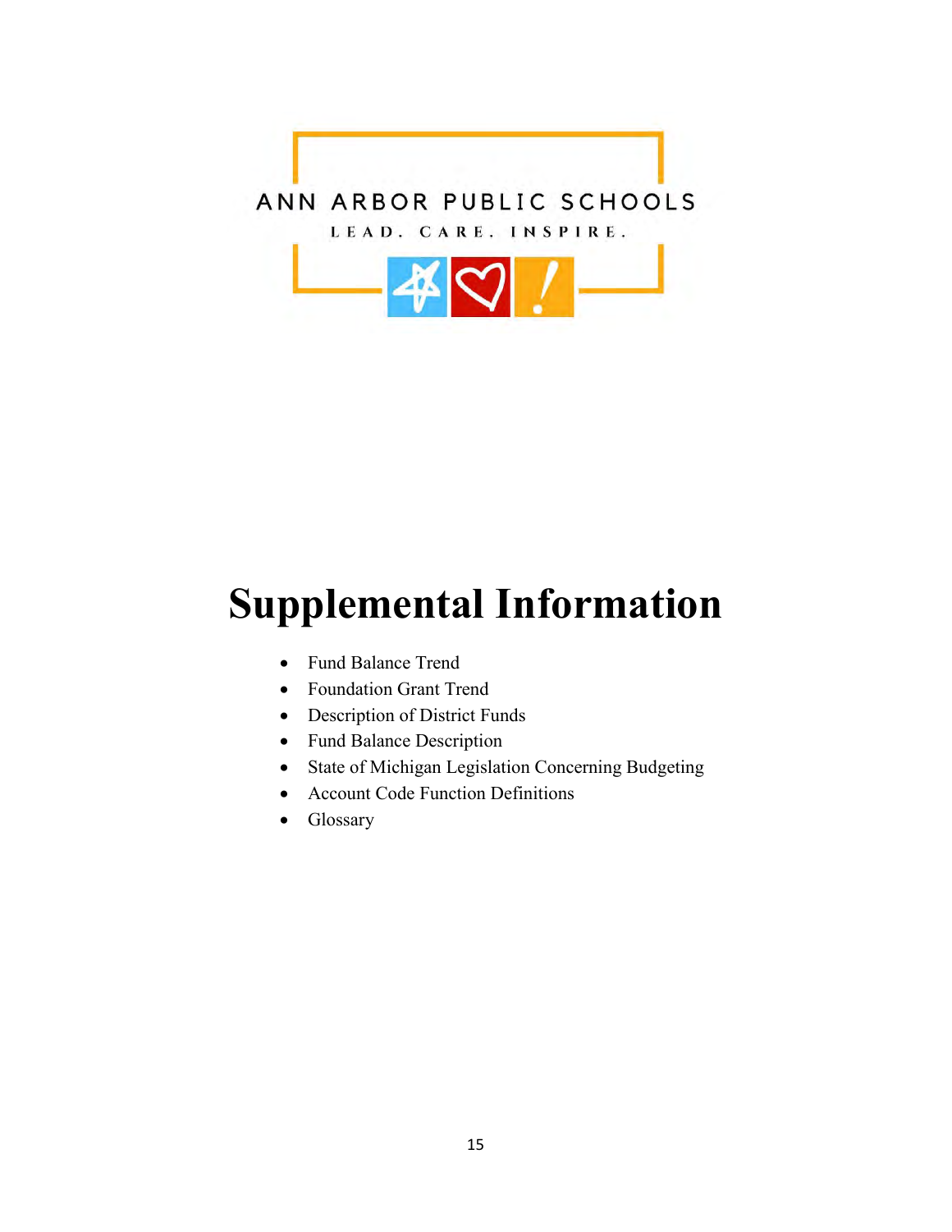ANN ARBOR PUBLIC SCHOOLS

LEAD. CARE. INSPIRE.

# Supplemental Information

- Fund Balance Trend
- Foundation Grant Trend
- Description of District Funds
- Fund Balance Description
- State of Michigan Legislation Concerning Budgeting
- Account Code Function Definitions
- Glossary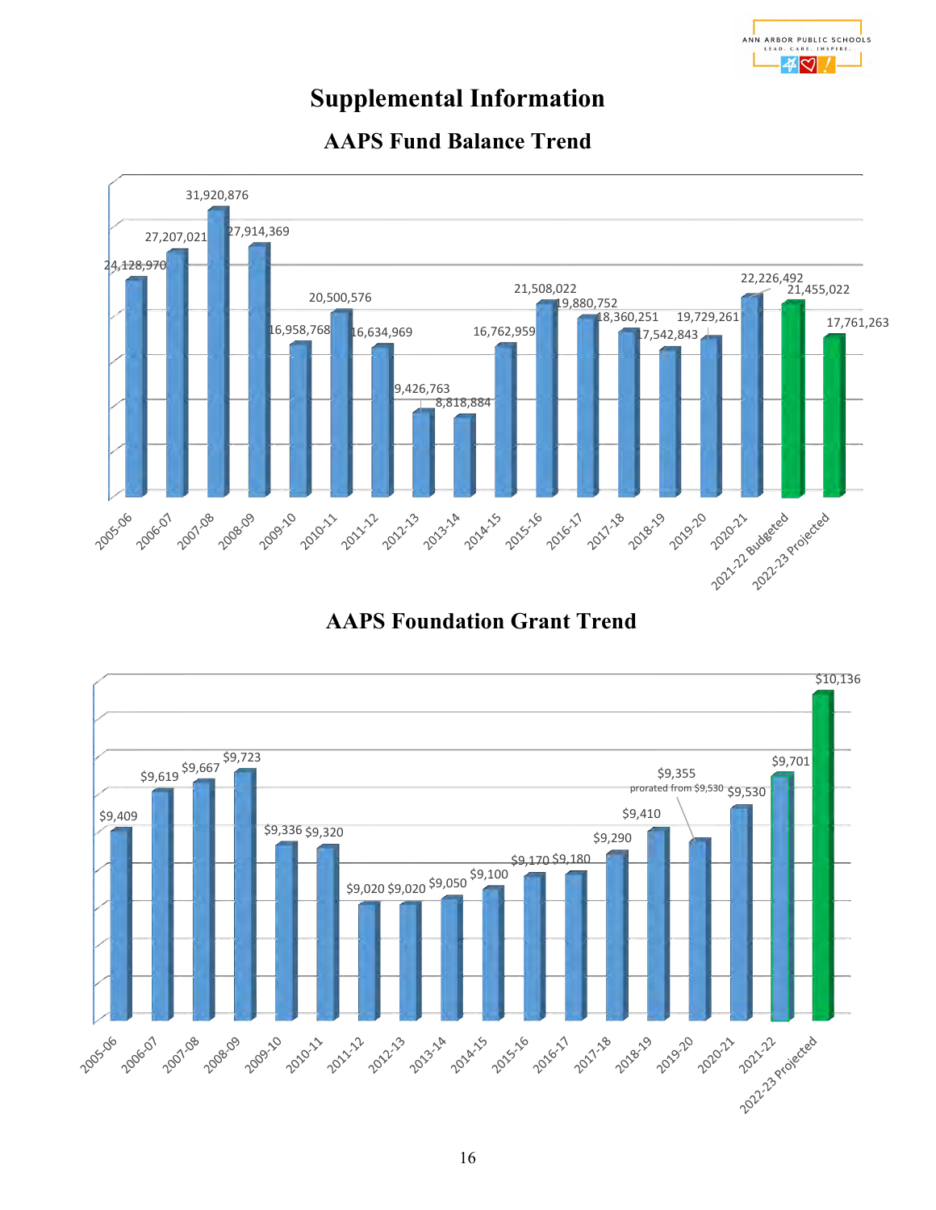# Supplemental Information

## AAPS Fund Balance Trend

| Year | Fund Balance |
|---|---|
| 2005-06 | 24,128,970 |
| 2006-07 | 27,207,021 |
| 2007-08 | 31,920,876 |
| 2008-09 | 27,914,369 |
| 2009-10 | 16,958,768 |
| 2010-11 | 20,500,576 |
| 2011-12 | 16,634,969 |
| 2012-13 | 9,426,763 |
| 2013-14 | 8,818,884 |
| 2014-15 | 16,762,959 |
| 2015-16 | 21,508,022 |
| 2016-17 | 19,880,752 |
| 2017-18 | 18,360,251 |
| 2018-19 | 17,542,843 |
| 2019-20 | 19,729,261 |
| 2020-21 | 22,226,492 |
| 2021-22 Budgeted | 21,455,022 |
| 2022-23 Projected | 17,761,263 |

## AAPS Foundation Grant Trend

| Year | Foundation Grant |
|---|---|
| 2005-06 | $9,409 |
| 2006-07 | $9,619 |
| 2007-08 | $9,667 |
| 2008-09 | $9,723 |
| 2009-10 | $9,336 |
| 2010-11 | $9,320 |
| 2011-12 | $9,020 |
| 2012-13 | $9,020 |
| 2013-14 | $9,050 |
| 2014-15 | $9,100 |
| 2015-16 | $9,170 |
| 2016-17 | $9,180 |
| 2017-18 | $9,290 |
| 2018-19 | $9,410 |
| 2019-20 | $9,355 (prorated from $9,530) |
| 2020-21 | $9,530 |
| 2021-22 | $9,701 |
| 2022-23 Projected | $10,136 |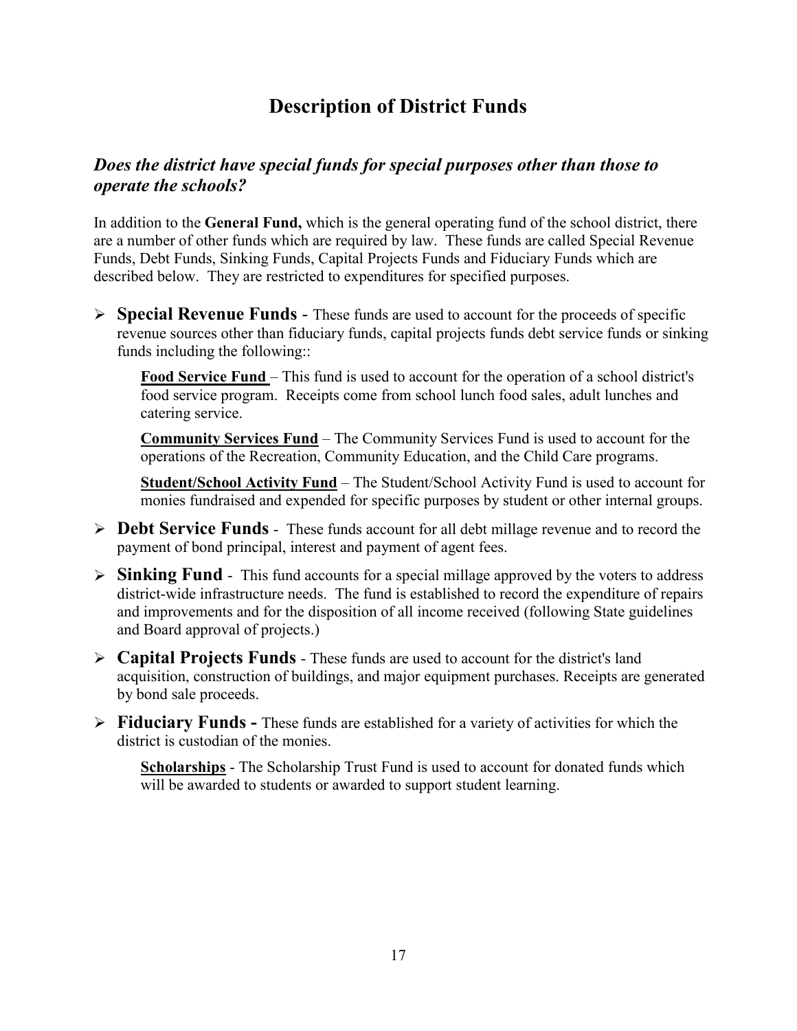# Description of District Funds

## *Does the district have special funds for special purposes other than those to operate the schools?*

In addition to the **General Fund,** which is the general operating fund of the school district, there are a number of other funds which are required by law. These funds are called Special Revenue Funds, Debt Funds, Sinking Funds, Capital Projects Funds and Fiduciary Funds which are described below. They are restricted to expenditures for specified purposes.

- **Special Revenue Funds** - These funds are used to account for the proceeds of specific revenue sources other than fiduciary funds, capital projects funds debt service funds or sinking funds including the following::

  **Food Service Fund** – This fund is used to account for the operation of a school district's food service program. Receipts come from school lunch food sales, adult lunches and catering service.

  **Community Services Fund** – The Community Services Fund is used to account for the operations of the Recreation, Community Education, and the Child Care programs.

  **Student/School Activity Fund** – The Student/School Activity Fund is used to account for monies fundraised and expended for specific purposes by student or other internal groups.

- **Debt Service Funds** - These funds account for all debt millage revenue and to record the payment of bond principal, interest and payment of agent fees.

- **Sinking Fund** - This fund accounts for a special millage approved by the voters to address district-wide infrastructure needs. The fund is established to record the expenditure of repairs and improvements and for the disposition of all income received (following State guidelines and Board approval of projects.)

- **Capital Projects Funds** - These funds are used to account for the district's land acquisition, construction of buildings, and major equipment purchases. Receipts are generated by bond sale proceeds.

- **Fiduciary Funds -** These funds are established for a variety of activities for which the district is custodian of the monies.

  **Scholarships** - The Scholarship Trust Fund is used to account for donated funds which will be awarded to students or awarded to support student learning.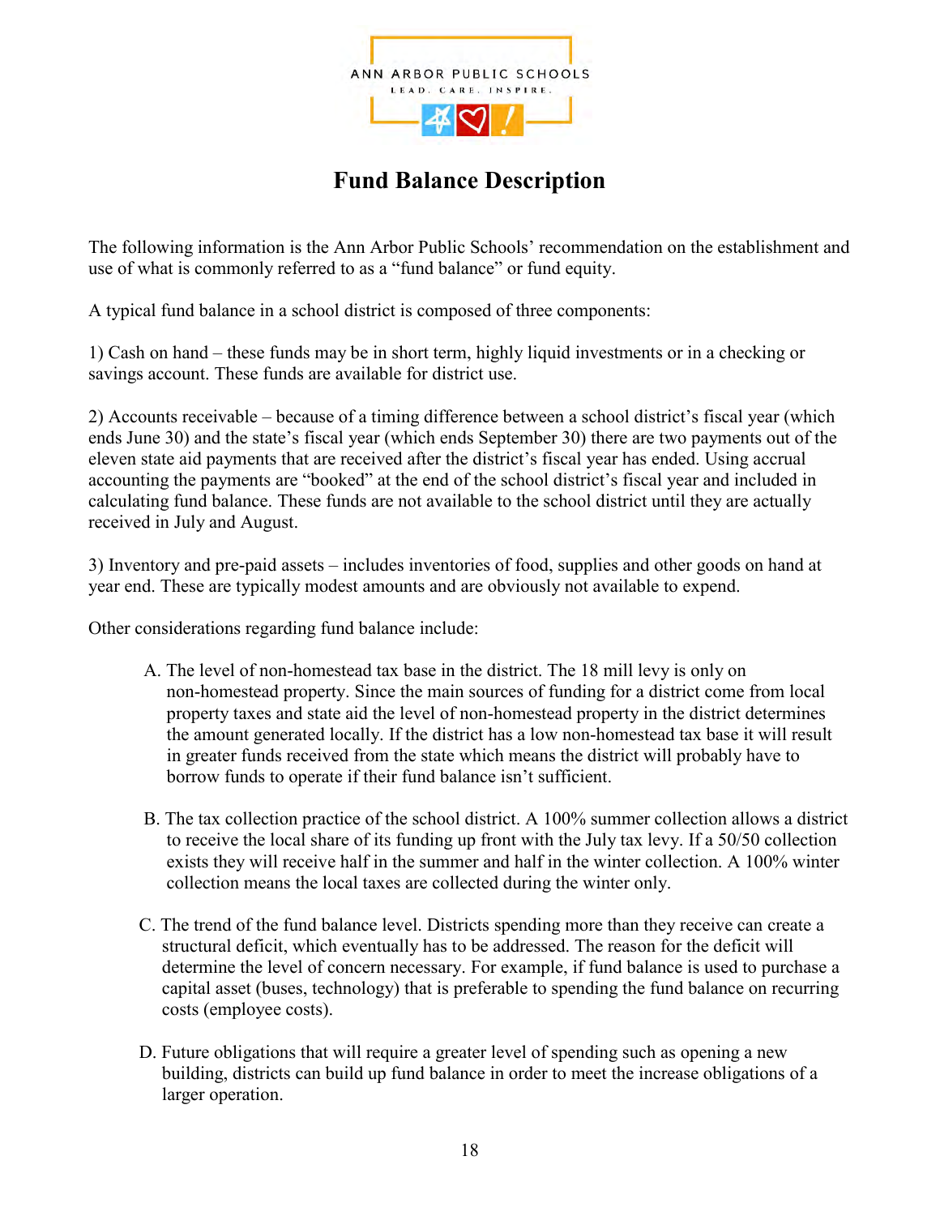ANN ARBOR PUBLIC SCHOOLS

LEAD. CARE. INSPIRE.

# Fund Balance Description

The following information is the Ann Arbor Public Schools' recommendation on the establishment and use of what is commonly referred to as a "fund balance" or fund equity.

A typical fund balance in a school district is composed of three components:

1) Cash on hand – these funds may be in short term, highly liquid investments or in a checking or savings account. These funds are available for district use.

2) Accounts receivable – because of a timing difference between a school district's fiscal year (which ends June 30) and the state's fiscal year (which ends September 30) there are two payments out of the eleven state aid payments that are received after the district's fiscal year has ended. Using accrual accounting the payments are "booked" at the end of the school district's fiscal year and included in calculating fund balance. These funds are not available to the school district until they are actually received in July and August.

3) Inventory and pre-paid assets – includes inventories of food, supplies and other goods on hand at year end. These are typically modest amounts and are obviously not available to expend.

Other considerations regarding fund balance include:

A. The level of non-homestead tax base in the district. The 18 mill levy is only on non-homestead property. Since the main sources of funding for a district come from local property taxes and state aid the level of non-homestead property in the district determines the amount generated locally. If the district has a low non-homestead tax base it will result in greater funds received from the state which means the district will probably have to borrow funds to operate if their fund balance isn't sufficient.

B. The tax collection practice of the school district. A 100% summer collection allows a district to receive the local share of its funding up front with the July tax levy. If a 50/50 collection exists they will receive half in the summer and half in the winter collection. A 100% winter collection means the local taxes are collected during the winter only.

C. The trend of the fund balance level. Districts spending more than they receive can create a structural deficit, which eventually has to be addressed. The reason for the deficit will determine the level of concern necessary. For example, if fund balance is used to purchase a capital asset (buses, technology) that is preferable to spending the fund balance on recurring costs (employee costs).

D. Future obligations that will require a greater level of spending such as opening a new building, districts can build up fund balance in order to meet the increase obligations of a larger operation.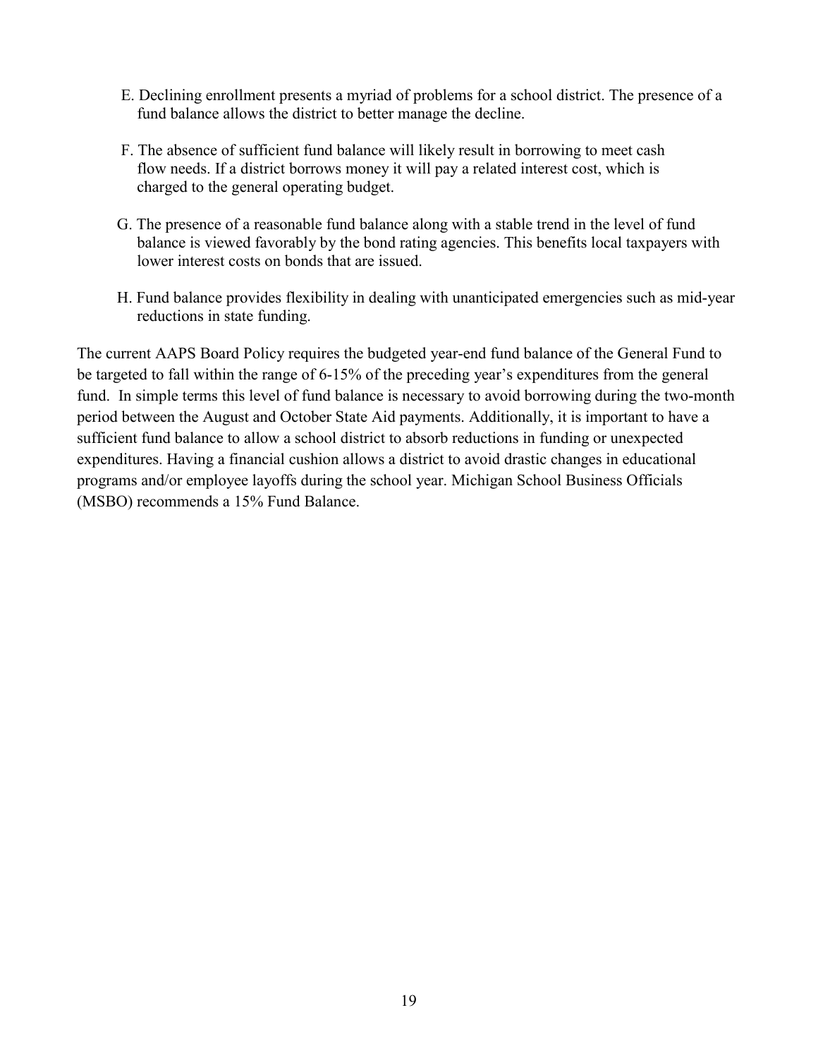E. Declining enrollment presents a myriad of problems for a school district. The presence of a fund balance allows the district to better manage the decline.

F. The absence of sufficient fund balance will likely result in borrowing to meet cash flow needs. If a district borrows money it will pay a related interest cost, which is charged to the general operating budget.

G. The presence of a reasonable fund balance along with a stable trend in the level of fund balance is viewed favorably by the bond rating agencies. This benefits local taxpayers with lower interest costs on bonds that are issued.

H. Fund balance provides flexibility in dealing with unanticipated emergencies such as mid-year reductions in state funding.

The current AAPS Board Policy requires the budgeted year-end fund balance of the General Fund to be targeted to fall within the range of 6-15% of the preceding year's expenditures from the general fund. In simple terms this level of fund balance is necessary to avoid borrowing during the two-month period between the August and October State Aid payments. Additionally, it is important to have a sufficient fund balance to allow a school district to absorb reductions in funding or unexpected expenditures. Having a financial cushion allows a district to avoid drastic changes in educational programs and/or employee layoffs during the school year. Michigan School Business Officials (MSBO) recommends a 15% Fund Balance.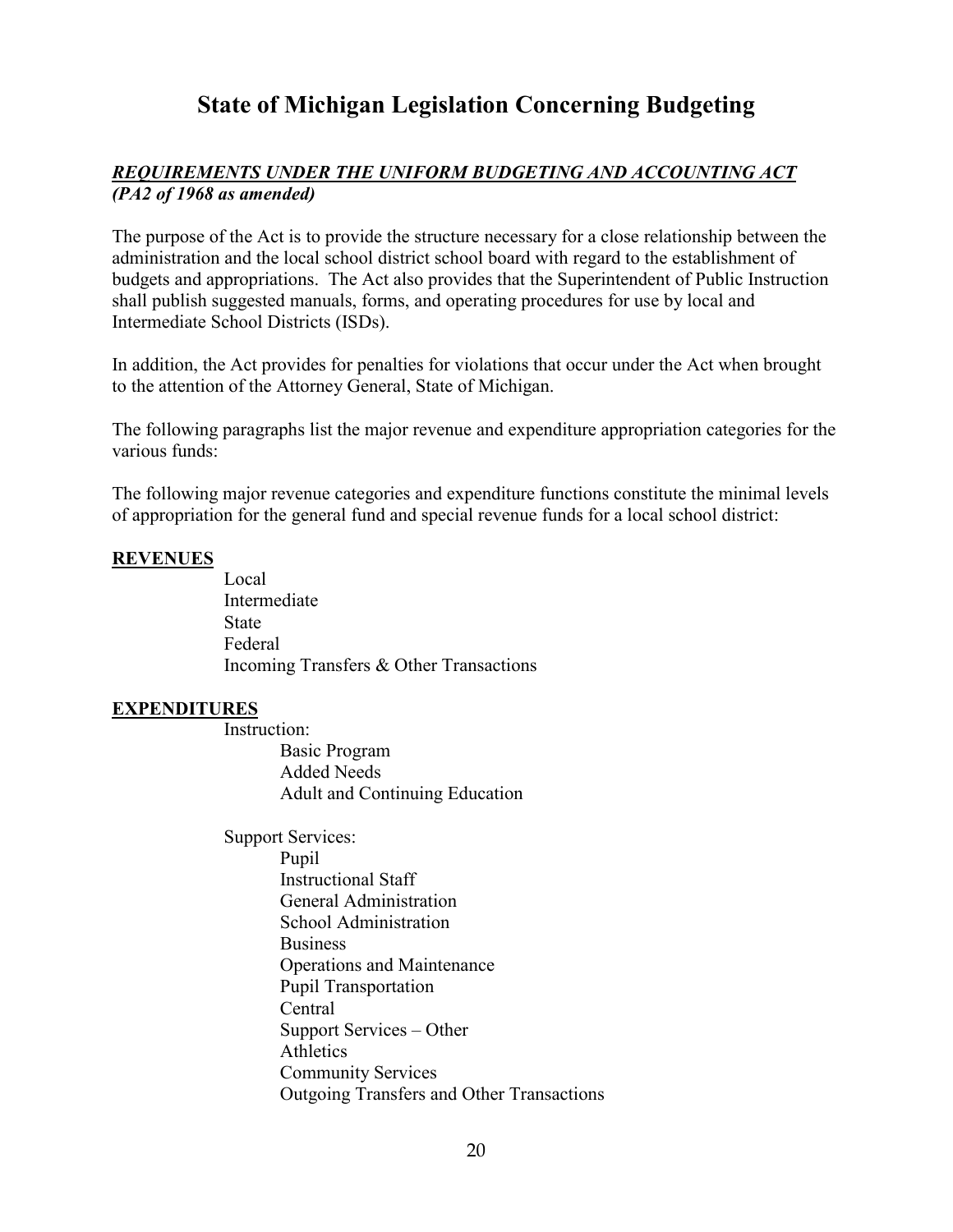# State of Michigan Legislation Concerning Budgeting

***REQUIREMENTS UNDER THE UNIFORM BUDGETING AND ACCOUNTING ACT***
***(PA2 of 1968 as amended)***

The purpose of the Act is to provide the structure necessary for a close relationship between the administration and the local school district school board with regard to the establishment of budgets and appropriations. The Act also provides that the Superintendent of Public Instruction shall publish suggested manuals, forms, and operating procedures for use by local and Intermediate School Districts (ISDs).

In addition, the Act provides for penalties for violations that occur under the Act when brought to the attention of the Attorney General, State of Michigan.

The following paragraphs list the major revenue and expenditure appropriation categories for the various funds:

The following major revenue categories and expenditure functions constitute the minimal levels of appropriation for the general fund and special revenue funds for a local school district:

**REVENUES**

- Local
- Intermediate
- State
- Federal
- Incoming Transfers & Other Transactions

**EXPENDITURES**

- Instruction:
  - Basic Program
  - Added Needs
  - Adult and Continuing Education
- Support Services:
  - Pupil
  - Instructional Staff
  - General Administration
  - School Administration
  - Business
  - Operations and Maintenance
  - Pupil Transportation
  - Central
  - Support Services – Other
  - Athletics
  - Community Services
  - Outgoing Transfers and Other Transactions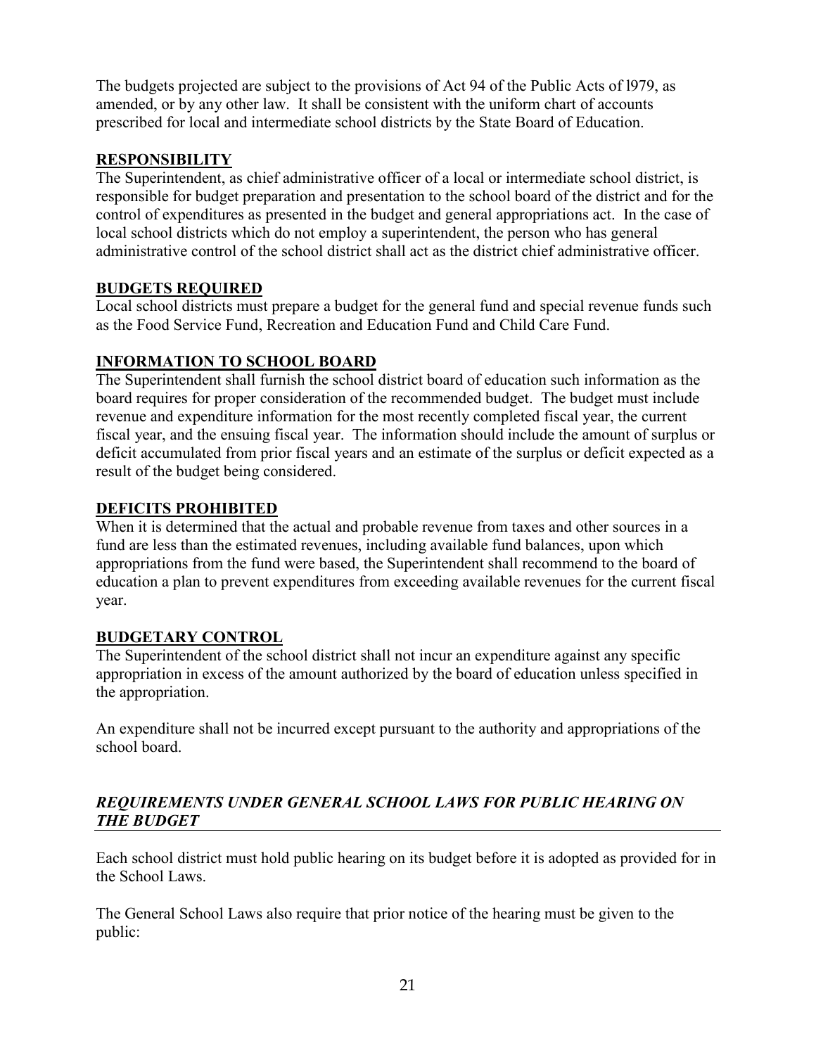The budgets projected are subject to the provisions of Act 94 of the Public Acts of l979, as amended, or by any other law. It shall be consistent with the uniform chart of accounts prescribed for local and intermediate school districts by the State Board of Education.

## RESPONSIBILITY

The Superintendent, as chief administrative officer of a local or intermediate school district, is responsible for budget preparation and presentation to the school board of the district and for the control of expenditures as presented in the budget and general appropriations act. In the case of local school districts which do not employ a superintendent, the person who has general administrative control of the school district shall act as the district chief administrative officer.

## BUDGETS REQUIRED

Local school districts must prepare a budget for the general fund and special revenue funds such as the Food Service Fund, Recreation and Education Fund and Child Care Fund.

## INFORMATION TO SCHOOL BOARD

The Superintendent shall furnish the school district board of education such information as the board requires for proper consideration of the recommended budget. The budget must include revenue and expenditure information for the most recently completed fiscal year, the current fiscal year, and the ensuing fiscal year. The information should include the amount of surplus or deficit accumulated from prior fiscal years and an estimate of the surplus or deficit expected as a result of the budget being considered.

## DEFICITS PROHIBITED

When it is determined that the actual and probable revenue from taxes and other sources in a fund are less than the estimated revenues, including available fund balances, upon which appropriations from the fund were based, the Superintendent shall recommend to the board of education a plan to prevent expenditures from exceeding available revenues for the current fiscal year.

## BUDGETARY CONTROL

The Superintendent of the school district shall not incur an expenditure against any specific appropriation in excess of the amount authorized by the board of education unless specified in the appropriation.

An expenditure shall not be incurred except pursuant to the authority and appropriations of the school board.

## *REQUIREMENTS UNDER GENERAL SCHOOL LAWS FOR PUBLIC HEARING ON THE BUDGET*

Each school district must hold public hearing on its budget before it is adopted as provided for in the School Laws.

The General School Laws also require that prior notice of the hearing must be given to the public: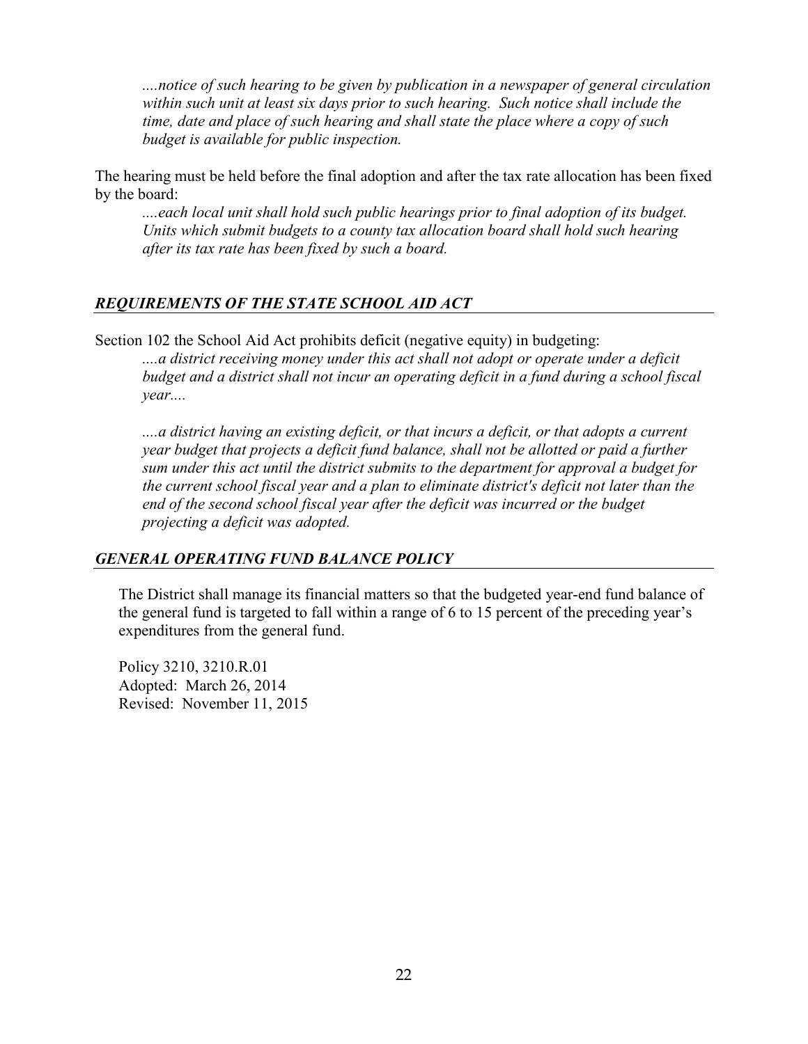*....notice of such hearing to be given by publication in a newspaper of general circulation within such unit at least six days prior to such hearing. Such notice shall include the time, date and place of such hearing and shall state the place where a copy of such budget is available for public inspection.*

The hearing must be held before the final adoption and after the tax rate allocation has been fixed by the board:

> *....each local unit shall hold such public hearings prior to final adoption of its budget. Units which submit budgets to a county tax allocation board shall hold such hearing after its tax rate has been fixed by such a board.*

## *REQUIREMENTS OF THE STATE SCHOOL AID ACT*

Section 102 the School Aid Act prohibits deficit (negative equity) in budgeting:

> *....a district receiving money under this act shall not adopt or operate under a deficit budget and a district shall not incur an operating deficit in a fund during a school fiscal year....*
>
> *....a district having an existing deficit, or that incurs a deficit, or that adopts a current year budget that projects a deficit fund balance, shall not be allotted or paid a further sum under this act until the district submits to the department for approval a budget for the current school fiscal year and a plan to eliminate district's deficit not later than the end of the second school fiscal year after the deficit was incurred or the budget projecting a deficit was adopted.*

## *GENERAL OPERATING FUND BALANCE POLICY*

The District shall manage its financial matters so that the budgeted year-end fund balance of the general fund is targeted to fall within a range of 6 to 15 percent of the preceding year's expenditures from the general fund.

Policy 3210, 3210.R.01
Adopted: March 26, 2014
Revised: November 11, 2015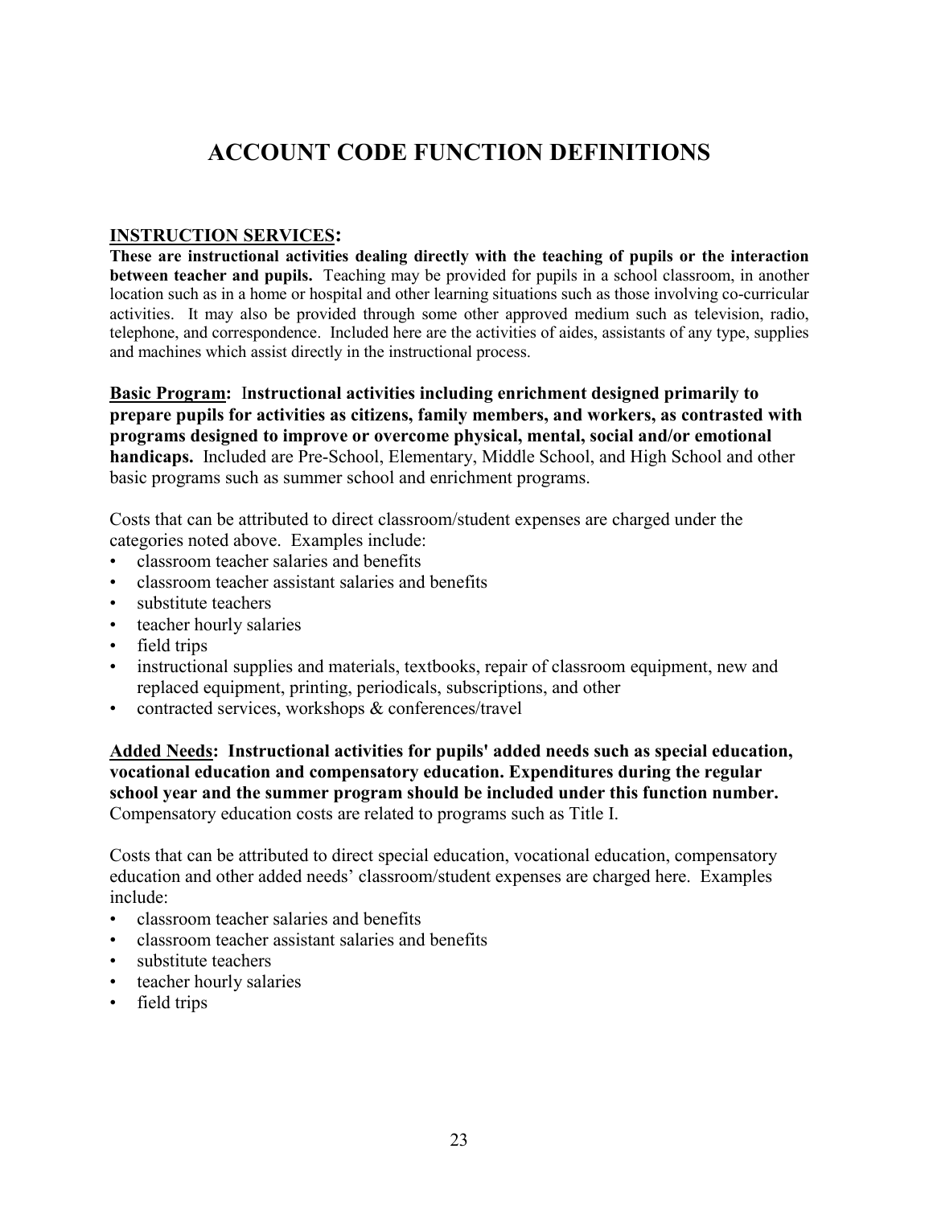# ACCOUNT CODE FUNCTION DEFINITIONS

## INSTRUCTION SERVICES:

**These are instructional activities dealing directly with the teaching of pupils or the interaction between teacher and pupils.** Teaching may be provided for pupils in a school classroom, in another location such as in a home or hospital and other learning situations such as those involving co-curricular activities. It may also be provided through some other approved medium such as television, radio, telephone, and correspondence. Included here are the activities of aides, assistants of any type, supplies and machines which assist directly in the instructional process.

**Basic Program: Instructional activities including enrichment designed primarily to prepare pupils for activities as citizens, family members, and workers, as contrasted with programs designed to improve or overcome physical, mental, social and/or emotional handicaps.** Included are Pre-School, Elementary, Middle School, and High School and other basic programs such as summer school and enrichment programs.

Costs that can be attributed to direct classroom/student expenses are charged under the categories noted above. Examples include:

- classroom teacher salaries and benefits
- classroom teacher assistant salaries and benefits
- substitute teachers
- teacher hourly salaries
- field trips
- instructional supplies and materials, textbooks, repair of classroom equipment, new and replaced equipment, printing, periodicals, subscriptions, and other
- contracted services, workshops & conferences/travel

**Added Needs: Instructional activities for pupils' added needs such as special education, vocational education and compensatory education. Expenditures during the regular school year and the summer program should be included under this function number.** Compensatory education costs are related to programs such as Title I.

Costs that can be attributed to direct special education, vocational education, compensatory education and other added needs' classroom/student expenses are charged here. Examples include:

- classroom teacher salaries and benefits
- classroom teacher assistant salaries and benefits
- substitute teachers
- teacher hourly salaries
- field trips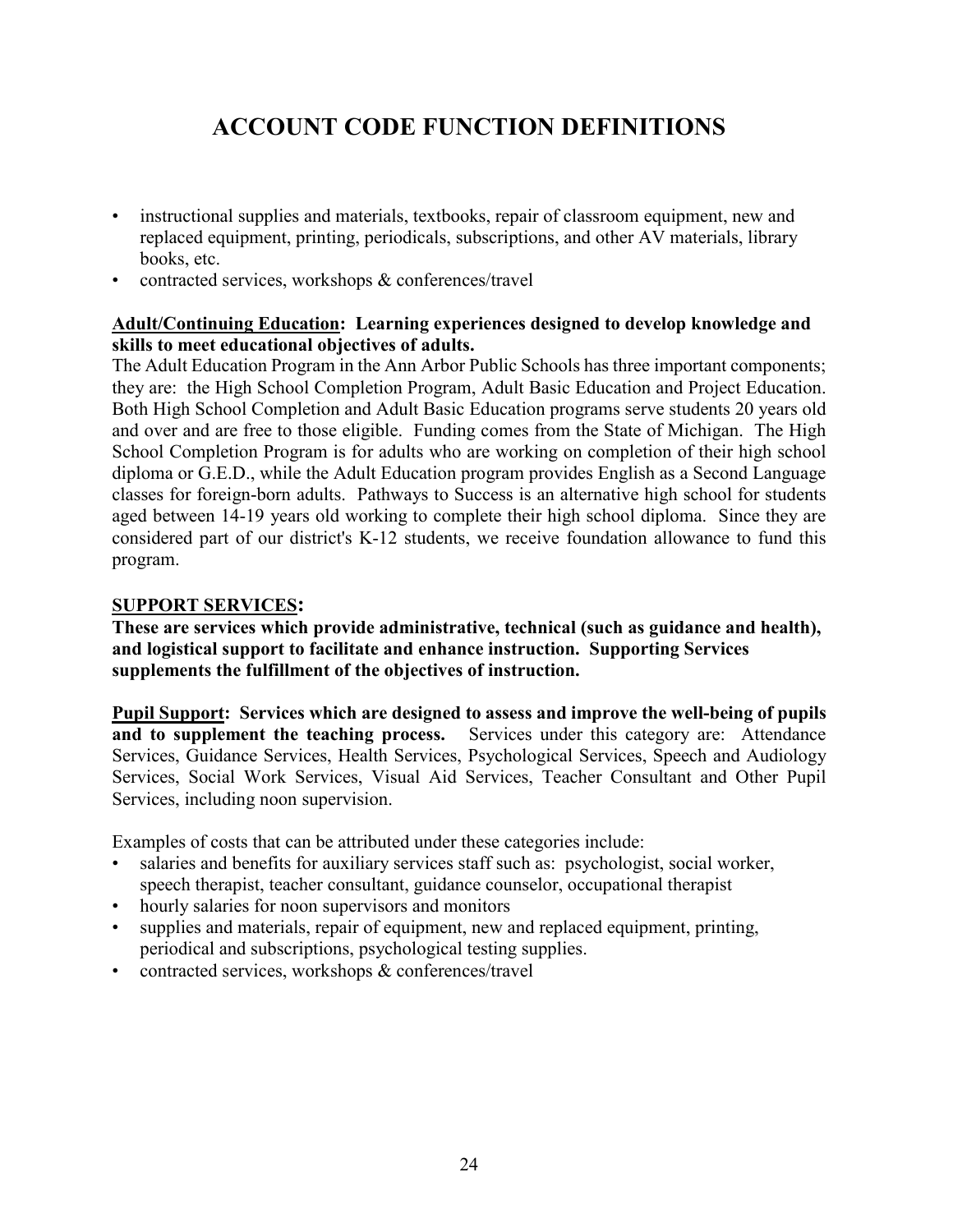# ACCOUNT CODE FUNCTION DEFINITIONS

- instructional supplies and materials, textbooks, repair of classroom equipment, new and replaced equipment, printing, periodicals, subscriptions, and other AV materials, library books, etc.
- contracted services, workshops & conferences/travel

**<u>Adult/Continuing Education</u>: Learning experiences designed to develop knowledge and skills to meet educational objectives of adults.**
The Adult Education Program in the Ann Arbor Public Schools has three important components; they are: the High School Completion Program, Adult Basic Education and Project Education. Both High School Completion and Adult Basic Education programs serve students 20 years old and over and are free to those eligible. Funding comes from the State of Michigan. The High School Completion Program is for adults who are working on completion of their high school diploma or G.E.D., while the Adult Education program provides English as a Second Language classes for foreign-born adults. Pathways to Success is an alternative high school for students aged between 14-19 years old working to complete their high school diploma. Since they are considered part of our district's K-12 students, we receive foundation allowance to fund this program.

## SUPPORT SERVICES:

**These are services which provide administrative, technical (such as guidance and health), and logistical support to facilitate and enhance instruction. Supporting Services supplements the fulfillment of the objectives of instruction.**

**<u>Pupil Support</u>: Services which are designed to assess and improve the well-being of pupils and to supplement the teaching process.** Services under this category are: Attendance Services, Guidance Services, Health Services, Psychological Services, Speech and Audiology Services, Social Work Services, Visual Aid Services, Teacher Consultant and Other Pupil Services, including noon supervision.

Examples of costs that can be attributed under these categories include:

- salaries and benefits for auxiliary services staff such as: psychologist, social worker, speech therapist, teacher consultant, guidance counselor, occupational therapist
- hourly salaries for noon supervisors and monitors
- supplies and materials, repair of equipment, new and replaced equipment, printing, periodical and subscriptions, psychological testing supplies.
- contracted services, workshops & conferences/travel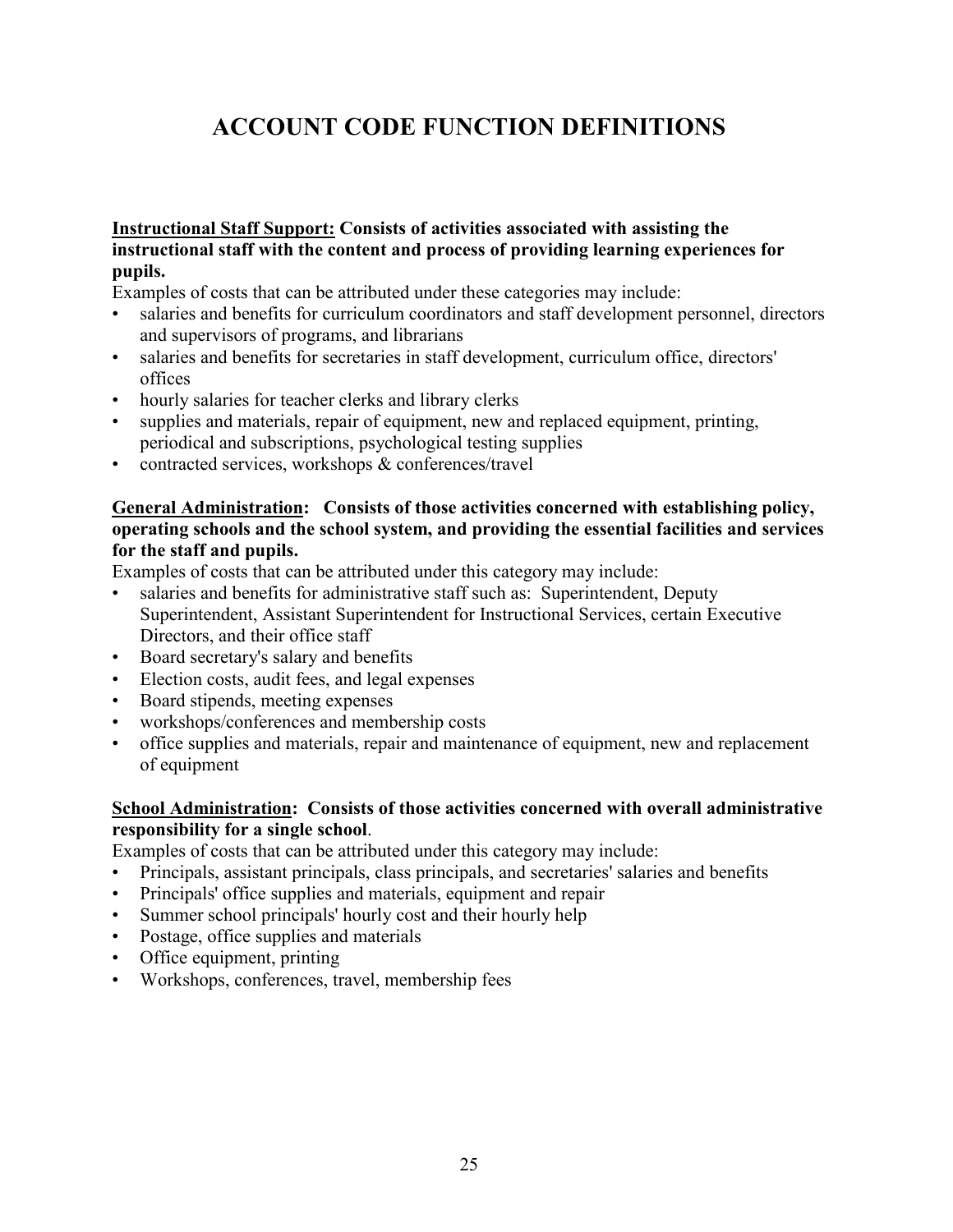# ACCOUNT CODE FUNCTION DEFINITIONS

**<u>Instructional Staff Support:</u> Consists of activities associated with assisting the instructional staff with the content and process of providing learning experiences for pupils.**

Examples of costs that can be attributed under these categories may include:

- salaries and benefits for curriculum coordinators and staff development personnel, directors and supervisors of programs, and librarians
- salaries and benefits for secretaries in staff development, curriculum office, directors' offices
- hourly salaries for teacher clerks and library clerks
- supplies and materials, repair of equipment, new and replaced equipment, printing, periodical and subscriptions, psychological testing supplies
- contracted services, workshops & conferences/travel

**<u>General Administration</u>: Consists of those activities concerned with establishing policy, operating schools and the school system, and providing the essential facilities and services for the staff and pupils.**

Examples of costs that can be attributed under this category may include:

- salaries and benefits for administrative staff such as: Superintendent, Deputy Superintendent, Assistant Superintendent for Instructional Services, certain Executive Directors, and their office staff
- Board secretary's salary and benefits
- Election costs, audit fees, and legal expenses
- Board stipends, meeting expenses
- workshops/conferences and membership costs
- office supplies and materials, repair and maintenance of equipment, new and replacement of equipment

**<u>School Administration</u>: Consists of those activities concerned with overall administrative responsibility for a single school**.

Examples of costs that can be attributed under this category may include:

- Principals, assistant principals, class principals, and secretaries' salaries and benefits
- Principals' office supplies and materials, equipment and repair
- Summer school principals' hourly cost and their hourly help
- Postage, office supplies and materials
- Office equipment, printing
- Workshops, conferences, travel, membership fees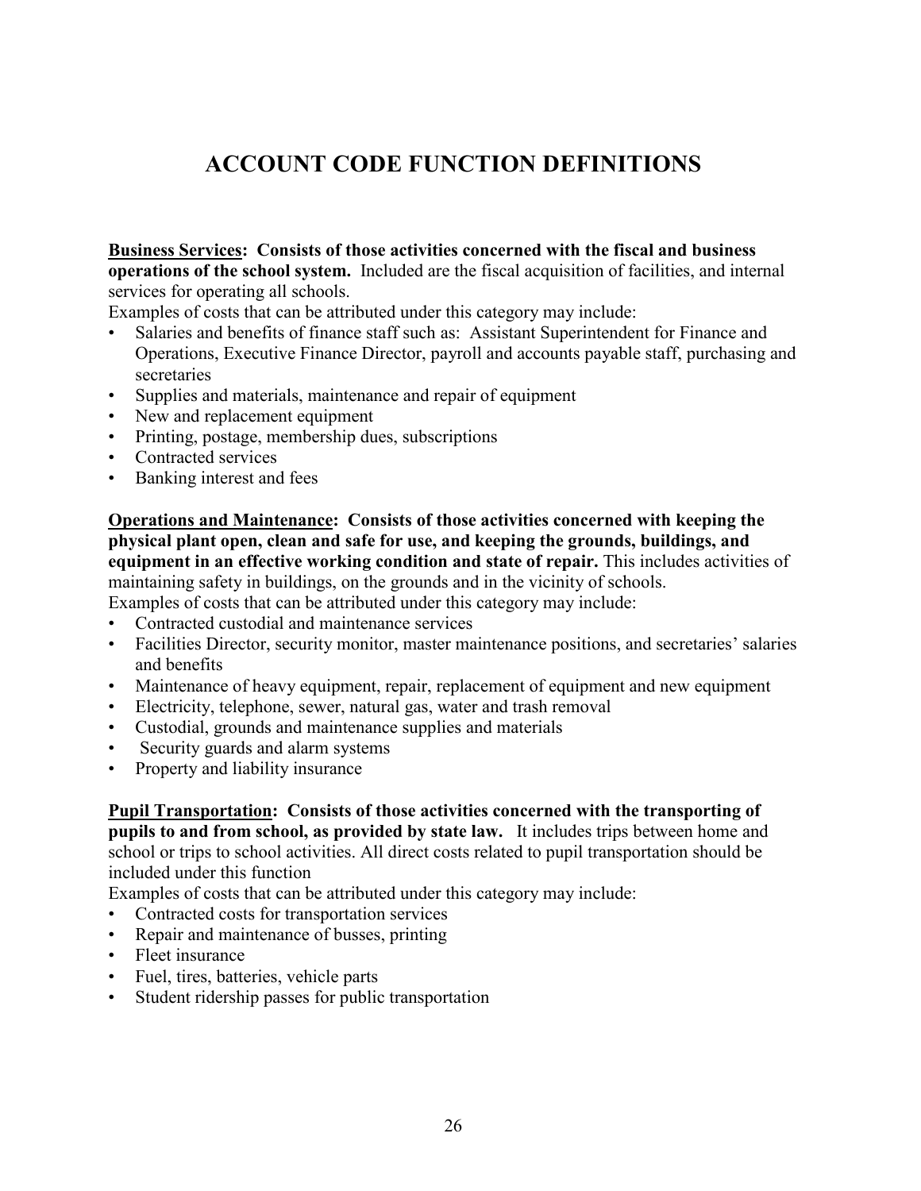# ACCOUNT CODE FUNCTION DEFINITIONS

**Business Services: Consists of those activities concerned with the fiscal and business operations of the school system.** Included are the fiscal acquisition of facilities, and internal services for operating all schools.

Examples of costs that can be attributed under this category may include:

- Salaries and benefits of finance staff such as: Assistant Superintendent for Finance and Operations, Executive Finance Director, payroll and accounts payable staff, purchasing and secretaries
- Supplies and materials, maintenance and repair of equipment
- New and replacement equipment
- Printing, postage, membership dues, subscriptions
- Contracted services
- Banking interest and fees

**Operations and Maintenance: Consists of those activities concerned with keeping the physical plant open, clean and safe for use, and keeping the grounds, buildings, and equipment in an effective working condition and state of repair.** This includes activities of maintaining safety in buildings, on the grounds and in the vicinity of schools.

Examples of costs that can be attributed under this category may include:

- Contracted custodial and maintenance services
- Facilities Director, security monitor, master maintenance positions, and secretaries' salaries and benefits
- Maintenance of heavy equipment, repair, replacement of equipment and new equipment
- Electricity, telephone, sewer, natural gas, water and trash removal
- Custodial, grounds and maintenance supplies and materials
- Security guards and alarm systems
- Property and liability insurance

**Pupil Transportation: Consists of those activities concerned with the transporting of pupils to and from school, as provided by state law.** It includes trips between home and school or trips to school activities. All direct costs related to pupil transportation should be included under this function

Examples of costs that can be attributed under this category may include:

- Contracted costs for transportation services
- Repair and maintenance of busses, printing
- Fleet insurance
- Fuel, tires, batteries, vehicle parts
- Student ridership passes for public transportation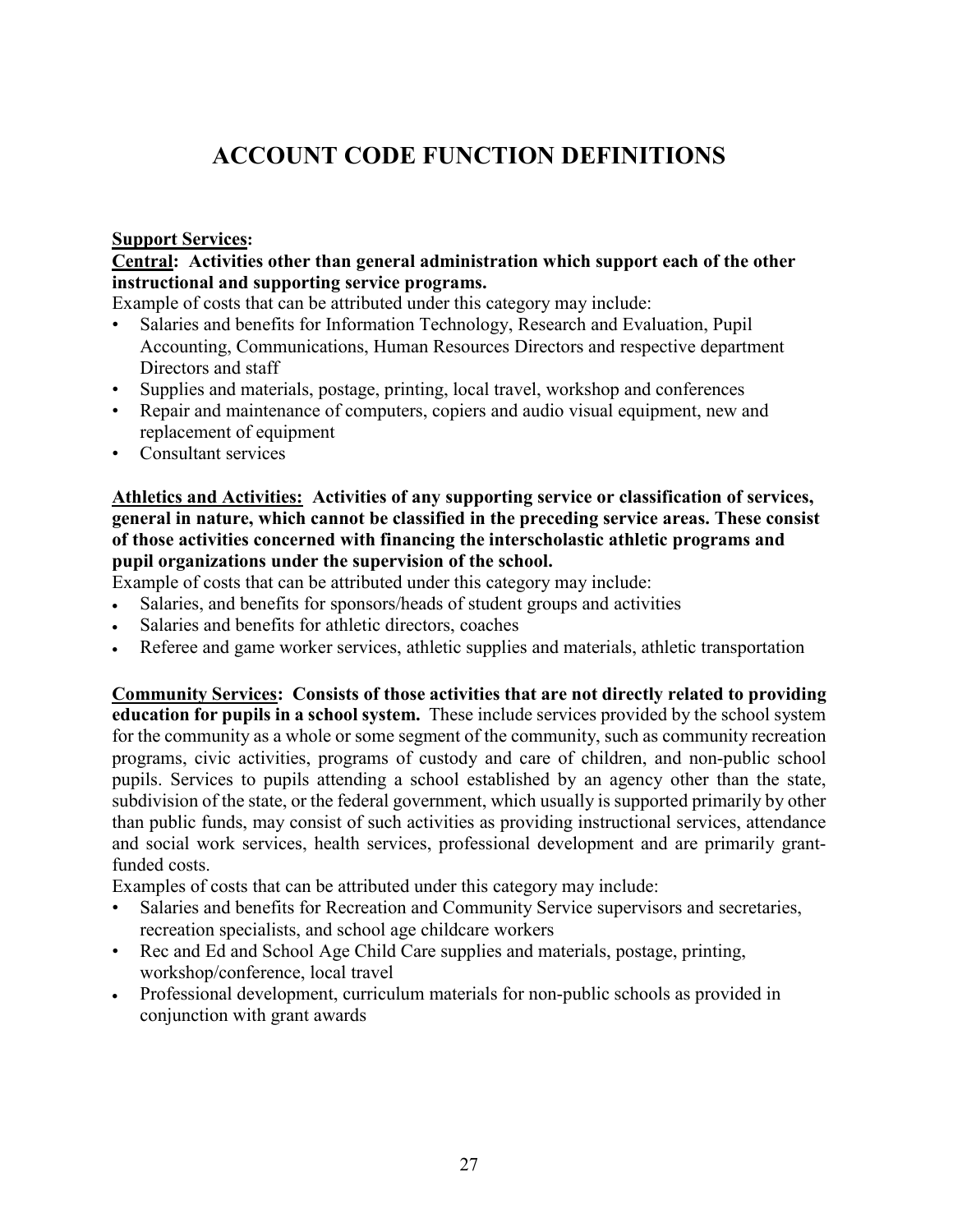# ACCOUNT CODE FUNCTION DEFINITIONS

**Support Services:**

**Central: Activities other than general administration which support each of the other instructional and supporting service programs.**

Example of costs that can be attributed under this category may include:

- Salaries and benefits for Information Technology, Research and Evaluation, Pupil Accounting, Communications, Human Resources Directors and respective department Directors and staff
- Supplies and materials, postage, printing, local travel, workshop and conferences
- Repair and maintenance of computers, copiers and audio visual equipment, new and replacement of equipment
- Consultant services

**Athletics and Activities: Activities of any supporting service or classification of services, general in nature, which cannot be classified in the preceding service areas. These consist of those activities concerned with financing the interscholastic athletic programs and pupil organizations under the supervision of the school.**

Example of costs that can be attributed under this category may include:

- Salaries, and benefits for sponsors/heads of student groups and activities
- Salaries and benefits for athletic directors, coaches
- Referee and game worker services, athletic supplies and materials, athletic transportation

**Community Services: Consists of those activities that are not directly related to providing education for pupils in a school system.** These include services provided by the school system for the community as a whole or some segment of the community, such as community recreation programs, civic activities, programs of custody and care of children, and non-public school pupils. Services to pupils attending a school established by an agency other than the state, subdivision of the state, or the federal government, which usually is supported primarily by other than public funds, may consist of such activities as providing instructional services, attendance and social work services, health services, professional development and are primarily grant-funded costs.

Examples of costs that can be attributed under this category may include:

- Salaries and benefits for Recreation and Community Service supervisors and secretaries, recreation specialists, and school age childcare workers
- Rec and Ed and School Age Child Care supplies and materials, postage, printing, workshop/conference, local travel
- Professional development, curriculum materials for non-public schools as provided in conjunction with grant awards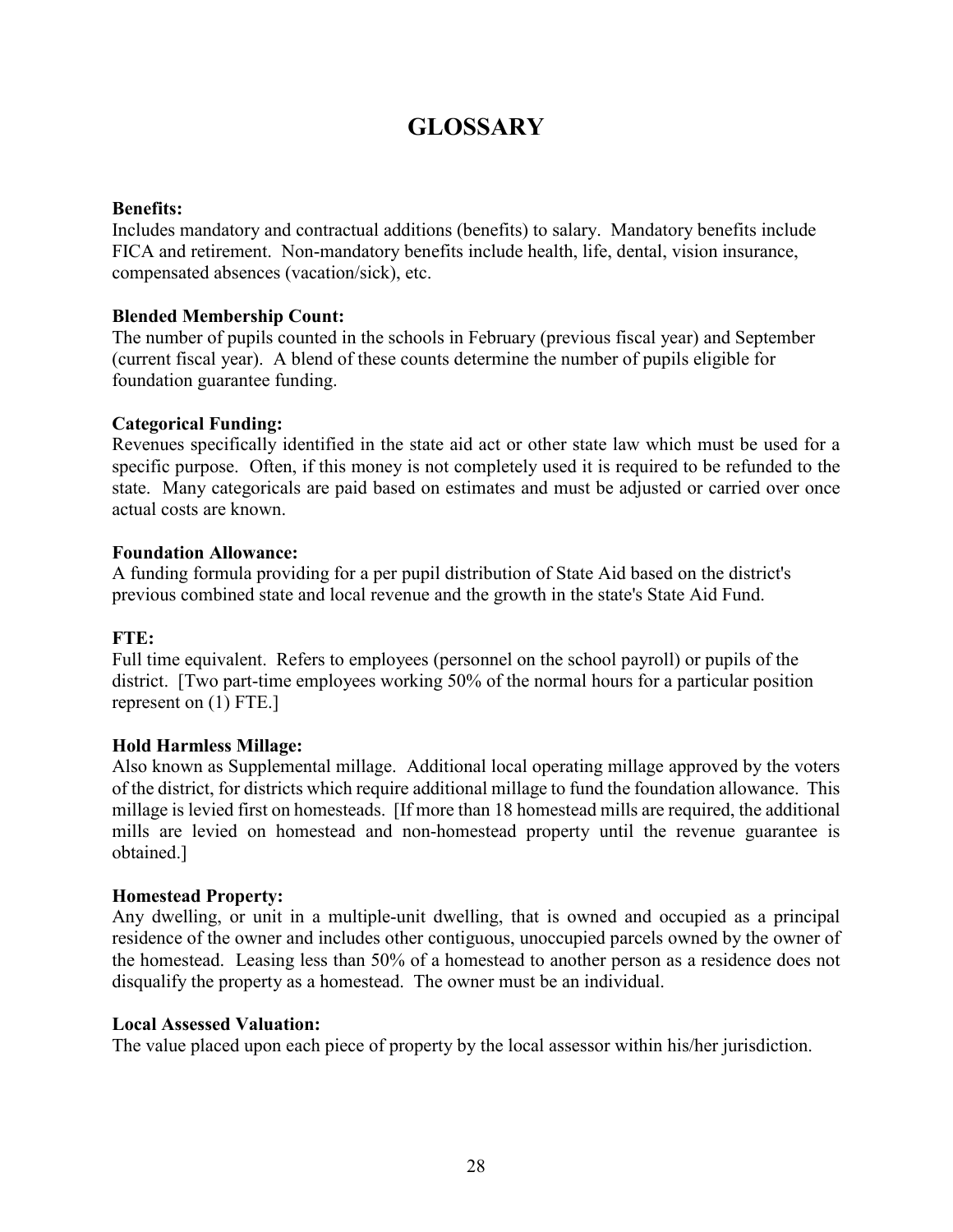# GLOSSARY

**Benefits:**
Includes mandatory and contractual additions (benefits) to salary. Mandatory benefits include FICA and retirement. Non-mandatory benefits include health, life, dental, vision insurance, compensated absences (vacation/sick), etc.

**Blended Membership Count:**
The number of pupils counted in the schools in February (previous fiscal year) and September (current fiscal year). A blend of these counts determine the number of pupils eligible for foundation guarantee funding.

**Categorical Funding:**
Revenues specifically identified in the state aid act or other state law which must be used for a specific purpose. Often, if this money is not completely used it is required to be refunded to the state. Many categoricals are paid based on estimates and must be adjusted or carried over once actual costs are known.

**Foundation Allowance:**
A funding formula providing for a per pupil distribution of State Aid based on the district's previous combined state and local revenue and the growth in the state's State Aid Fund.

**FTE:**
Full time equivalent. Refers to employees (personnel on the school payroll) or pupils of the district. [Two part-time employees working 50% of the normal hours for a particular position represent on (1) FTE.]

**Hold Harmless Millage:**
Also known as Supplemental millage. Additional local operating millage approved by the voters of the district, for districts which require additional millage to fund the foundation allowance. This millage is levied first on homesteads. [If more than 18 homestead mills are required, the additional mills are levied on homestead and non-homestead property until the revenue guarantee is obtained.]

**Homestead Property:**
Any dwelling, or unit in a multiple-unit dwelling, that is owned and occupied as a principal residence of the owner and includes other contiguous, unoccupied parcels owned by the owner of the homestead. Leasing less than 50% of a homestead to another person as a residence does not disqualify the property as a homestead. The owner must be an individual.

**Local Assessed Valuation:**
The value placed upon each piece of property by the local assessor within his/her jurisdiction.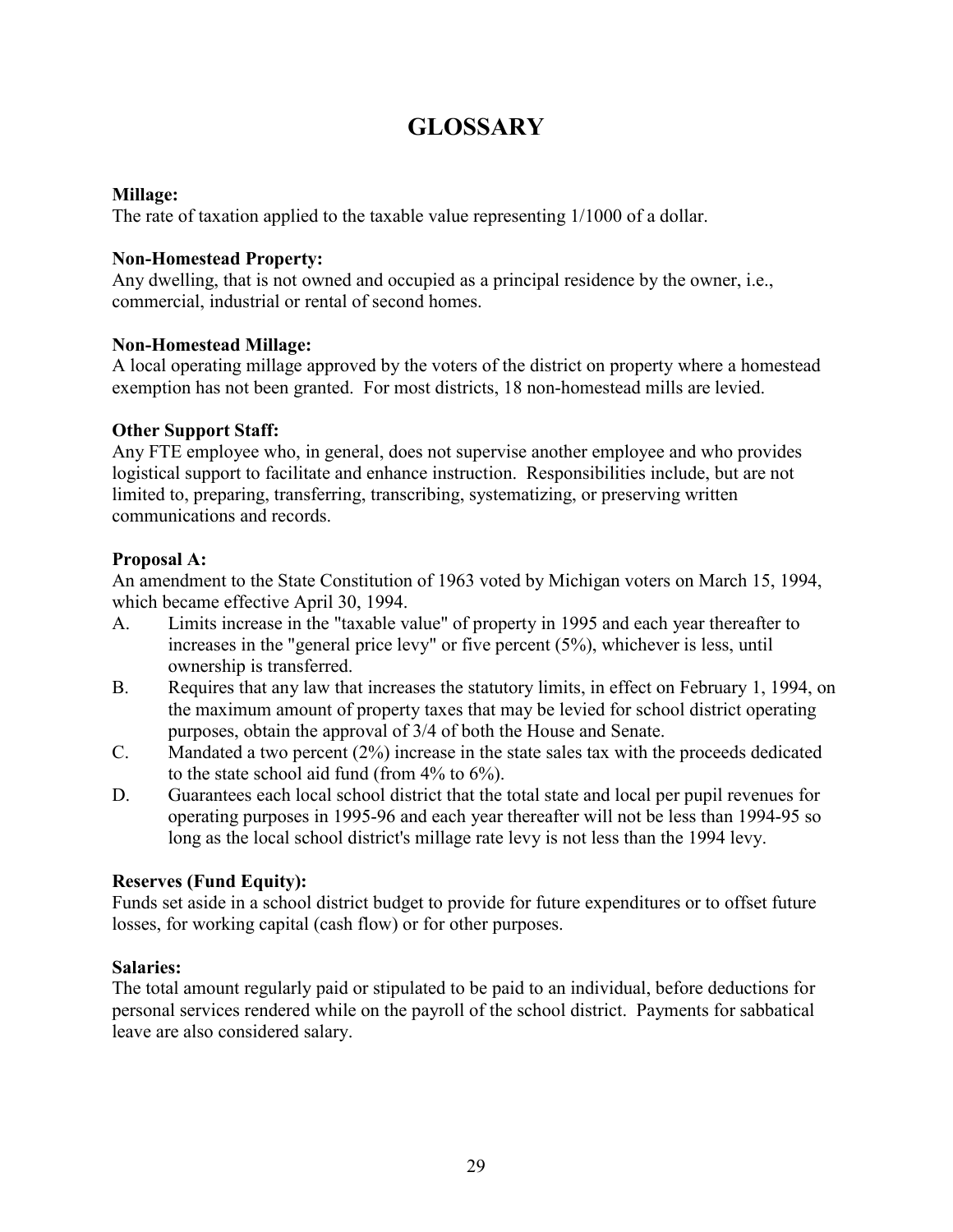# GLOSSARY

**Millage:**
The rate of taxation applied to the taxable value representing 1/1000 of a dollar.

**Non-Homestead Property:**
Any dwelling, that is not owned and occupied as a principal residence by the owner, i.e., commercial, industrial or rental of second homes.

**Non-Homestead Millage:**
A local operating millage approved by the voters of the district on property where a homestead exemption has not been granted. For most districts, 18 non-homestead mills are levied.

**Other Support Staff:**
Any FTE employee who, in general, does not supervise another employee and who provides logistical support to facilitate and enhance instruction. Responsibilities include, but are not limited to, preparing, transferring, transcribing, systematizing, or preserving written communications and records.

**Proposal A:**
An amendment to the State Constitution of 1963 voted by Michigan voters on March 15, 1994, which became effective April 30, 1994.

A. Limits increase in the "taxable value" of property in 1995 and each year thereafter to increases in the "general price levy" or five percent (5%), whichever is less, until ownership is transferred.
B. Requires that any law that increases the statutory limits, in effect on February 1, 1994, on the maximum amount of property taxes that may be levied for school district operating purposes, obtain the approval of 3/4 of both the House and Senate.
C. Mandated a two percent (2%) increase in the state sales tax with the proceeds dedicated to the state school aid fund (from 4% to 6%).
D. Guarantees each local school district that the total state and local per pupil revenues for operating purposes in 1995-96 and each year thereafter will not be less than 1994-95 so long as the local school district's millage rate levy is not less than the 1994 levy.

**Reserves (Fund Equity):**
Funds set aside in a school district budget to provide for future expenditures or to offset future losses, for working capital (cash flow) or for other purposes.

**Salaries:**
The total amount regularly paid or stipulated to be paid to an individual, before deductions for personal services rendered while on the payroll of the school district. Payments for sabbatical leave are also considered salary.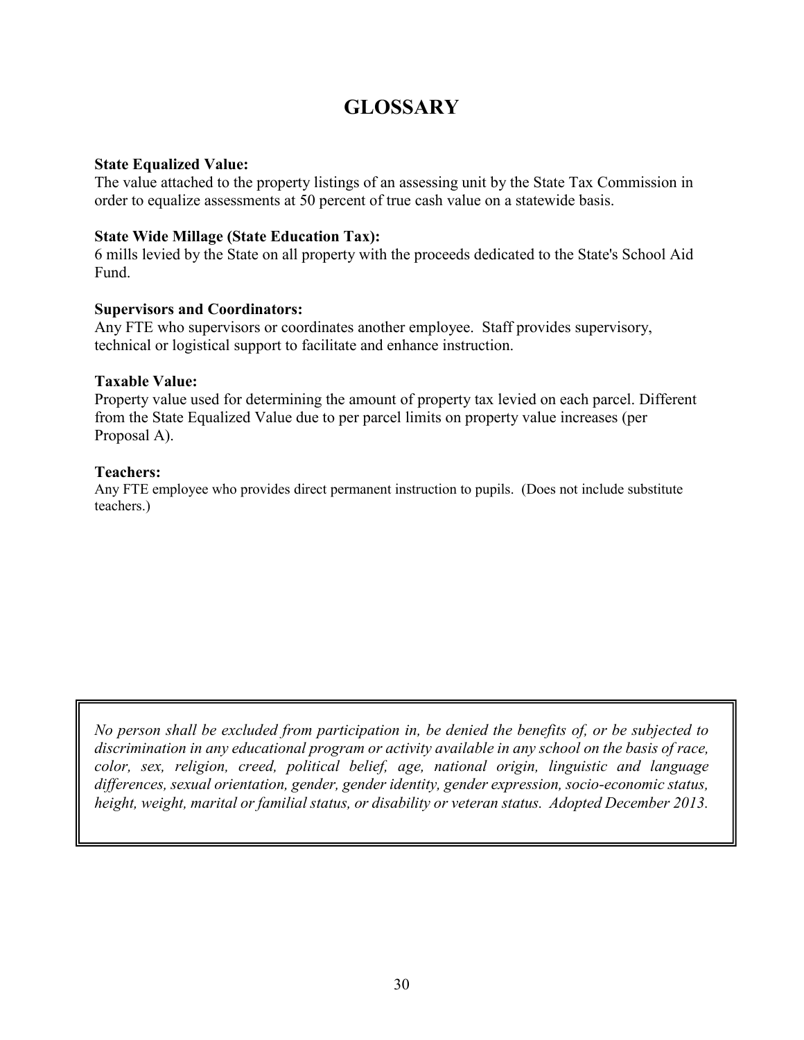# GLOSSARY

**State Equalized Value:**
The value attached to the property listings of an assessing unit by the State Tax Commission in order to equalize assessments at 50 percent of true cash value on a statewide basis.

**State Wide Millage (State Education Tax):**
6 mills levied by the State on all property with the proceeds dedicated to the State's School Aid Fund.

**Supervisors and Coordinators:**
Any FTE who supervisors or coordinates another employee. Staff provides supervisory, technical or logistical support to facilitate and enhance instruction.

**Taxable Value:**
Property value used for determining the amount of property tax levied on each parcel. Different from the State Equalized Value due to per parcel limits on property value increases (per Proposal A).

**Teachers:**
Any FTE employee who provides direct permanent instruction to pupils. (Does not include substitute teachers.)

*No person shall be excluded from participation in, be denied the benefits of, or be subjected to discrimination in any educational program or activity available in any school on the basis of race, color, sex, religion, creed, political belief, age, national origin, linguistic and language differences, sexual orientation, gender, gender identity, gender expression, socio-economic status, height, weight, marital or familial status, or disability or veteran status. Adopted December 2013.*